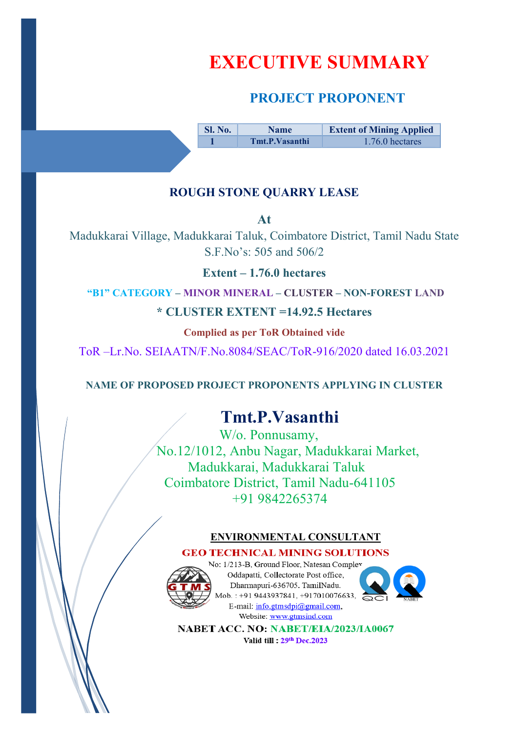# EXECUTIVE SUMMARY

## PROJECT PROPONENT

| Sl. No. | Name | Extent of Mining Applied |
|---|---|---|
| 1 | Tmt.P.Vasanthi | 1.76.0 hectares |

### ROUGH STONE QUARRY LEASE

**At**

Madukkarai Village, Madukkarai Taluk, Coimbatore District, Tamil Nadu State
S.F.No's: 505 and 506/2

**Extent – 1.76.0 hectares**

**"B1" CATEGORY – MINOR MINERAL – CLUSTER – NON-FOREST LAND**

**\* CLUSTER EXTENT =14.92.5 Hectares**

**Complied as per ToR Obtained vide**

ToR –Lr.No. SEIAATN/F.No.8084/SEAC/ToR-916/2020 dated 16.03.2021

**NAME OF PROPOSED PROJECT PROPONENTS APPLYING IN CLUSTER**

**Tmt.P.Vasanthi**

W/o. Ponnusamy,
No.12/1012, Anbu Nagar, Madukkarai Market,
Madukkarai, Madukkarai Taluk
Coimbatore District, Tamil Nadu-641105
+91 9842265374

**ENVIRONMENTAL CONSULTANT**

**GEO TECHNICAL MINING SOLUTIONS**

No: 1/213-B, Ground Floor, Natesan Complex
Oddapatti, Collectorate Post office,
Dharmapuri-636705. TamilNadu.
Mob. : +91 9443937841, +917010076633,
E-mail: info.gtmsdpi@gmail.com,
Website: www.gtmsind.com

**NABET ACC. NO: NABET/EIA/2023/IA0067**

**Valid till : 29th Dec.2023**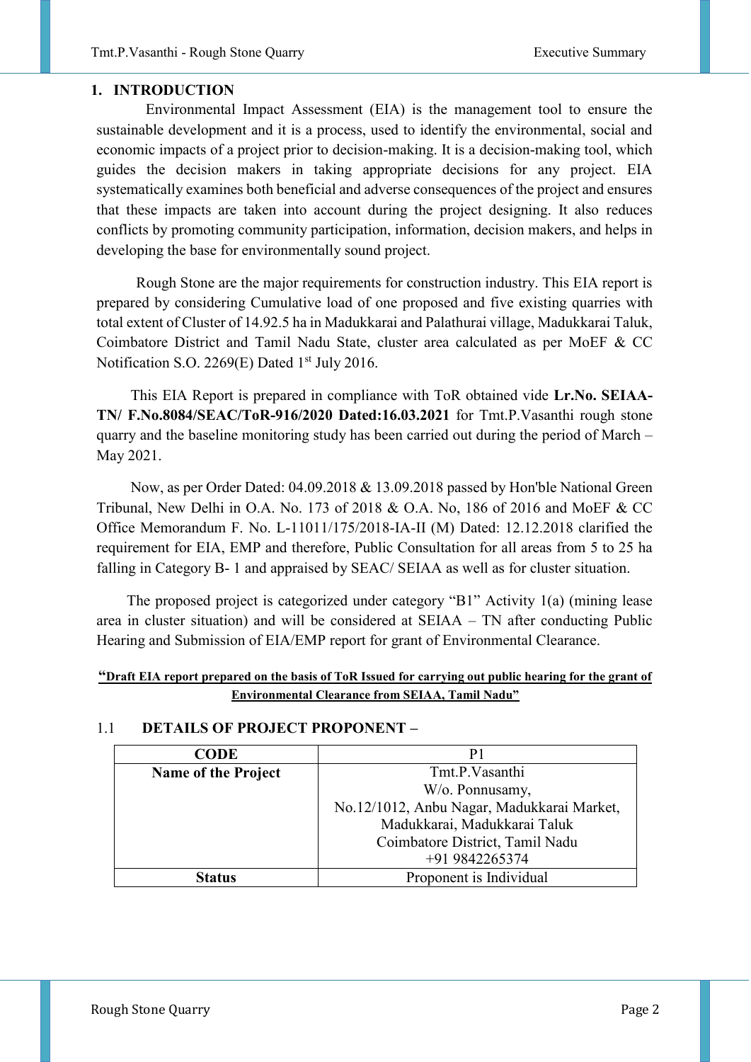# 1. INTRODUCTION

Environmental Impact Assessment (EIA) is the management tool to ensure the sustainable development and it is a process, used to identify the environmental, social and economic impacts of a project prior to decision-making. It is a decision-making tool, which guides the decision makers in taking appropriate decisions for any project. EIA systematically examines both beneficial and adverse consequences of the project and ensures that these impacts are taken into account during the project designing. It also reduces conflicts by promoting community participation, information, decision makers, and helps in developing the base for environmentally sound project.

Rough Stone are the major requirements for construction industry. This EIA report is prepared by considering Cumulative load of one proposed and five existing quarries with total extent of Cluster of 14.92.5 ha in Madukkarai and Palathurai village, Madukkarai Taluk, Coimbatore District and Tamil Nadu State, cluster area calculated as per MoEF & CC Notification S.O. 2269(E) Dated 1st July 2016.

This EIA Report is prepared in compliance with ToR obtained vide **Lr.No. SEIAA-TN/ F.No.8084/SEAC/ToR-916/2020 Dated:16.03.2021** for Tmt.P.Vasanthi rough stone quarry and the baseline monitoring study has been carried out during the period of March – May 2021.

Now, as per Order Dated: 04.09.2018 & 13.09.2018 passed by Hon'ble National Green Tribunal, New Delhi in O.A. No. 173 of 2018 & O.A. No, 186 of 2016 and MoEF & CC Office Memorandum F. No. L-11011/175/2018-IA-II (M) Dated: 12.12.2018 clarified the requirement for EIA, EMP and therefore, Public Consultation for all areas from 5 to 25 ha falling in Category B- 1 and appraised by SEAC/ SEIAA as well as for cluster situation.

The proposed project is categorized under category "B1" Activity 1(a) (mining lease area in cluster situation) and will be considered at SEIAA – TN after conducting Public Hearing and Submission of EIA/EMP report for grant of Environmental Clearance.

**"Draft EIA report prepared on the basis of ToR Issued for carrying out public hearing for the grant of Environmental Clearance from SEIAA, Tamil Nadu"**

## 1.1 DETAILS OF PROJECT PROPONENT –

| CODE | P1 |
|---|---|
| **Name of the Project** | Tmt.P.Vasanthi<br>W/o. Ponnusamy,<br>No.12/1012, Anbu Nagar, Madukkarai Market,<br>Madukkarai, Madukkarai Taluk<br>Coimbatore District, Tamil Nadu<br>+91 9842265374 |
| **Status** | Proponent is Individual |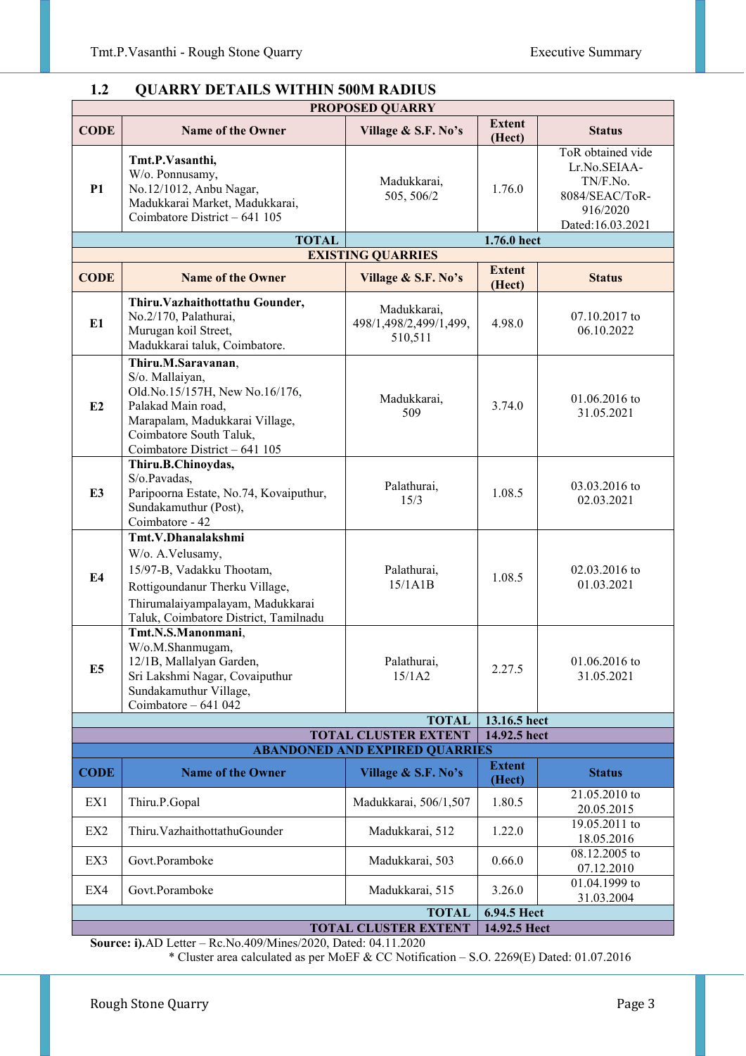## 1.2 QUARRY DETAILS WITHIN 500M RADIUS

| PROPOSED QUARRY | | | | |
|---|---|---|---|---|
| **CODE** | **Name of the Owner** | **Village & S.F. No's** | **Extent (Hect)** | **Status** |
| **P1** | **Tmt.P.Vasanthi,** W/o. Ponnusamy, No.12/1012, Anbu Nagar, Madukkarai Market, Madukkarai, Coimbatore District – 641 105 | Madukkarai, 505, 506/2 | 1.76.0 | ToR obtained vide Lr.No.SEIAA-TN/F.No. 8084/SEAC/ToR-916/2020 Dated:16.03.2021 |
| | | **TOTAL** | **1.76.0 hect** | |
| **EXISTING QUARRIES** | | | | |
| **CODE** | **Name of the Owner** | **Village & S.F. No's** | **Extent (Hect)** | **Status** |
| **E1** | **Thiru.Vazhaithottathu Gounder,** No.2/170, Palathurai, Murugan koil Street, Madukkarai taluk, Coimbatore. | Madukkarai, 498/1,498/2,499/1,499, 510,511 | 4.98.0 | 07.10.2017 to 06.10.2022 |
| **E2** | **Thiru.M.Saravanan**, S/o. Mallaiyan, Old.No.15/157H, New No.16/176, Palakad Main road, Marapalam, Madukkarai Village, Coimbatore South Taluk, Coimbatore District – 641 105 | Madukkarai, 509 | 3.74.0 | 01.06.2016 to 31.05.2021 |
| **E3** | **Thiru.B.Chinoydas,** S/o.Pavadas, Paripoorna Estate, No.74, Kovaiputhur, Sundakamuthur (Post), Coimbatore - 42 | Palathurai, 15/3 | 1.08.5 | 03.03.2016 to 02.03.2021 |
| **E4** | **Tmt.V.Dhanalakshmi** W/o. A.Velusamy, 15/97-B, Vadakku Thootam, Rottigoundanur Therku Village, Thirumalaiyampalayam, Madukkarai Taluk, Coimbatore District, Tamilnadu | Palathurai, 15/1A1B | 1.08.5 | 02.03.2016 to 01.03.2021 |
| **E5** | **Tmt.N.S.Manonmani**, W/o.M.Shanmugam, 12/1B, Mallalyan Garden, Sri Lakshmi Nagar, Covaiputhur Sundakamuthur Village, Coimbatore – 641 042 | Palathurai, 15/1A2 | 2.27.5 | 01.06.2016 to 31.05.2021 |
| | | **TOTAL** | **13.16.5 hect** | |
| | | **TOTAL CLUSTER EXTENT** | **14.92.5 hect** | |
| **ABANDONED AND EXPIRED QUARRIES** | | | | |
| **CODE** | **Name of the Owner** | **Village & S.F. No's** | **Extent (Hect)** | **Status** |
| EX1 | Thiru.P.Gopal | Madukkarai, 506/1,507 | 1.80.5 | 21.05.2010 to 20.05.2015 |
| EX2 | Thiru.VazhaithottathuGounder | Madukkarai, 512 | 1.22.0 | 19.05.2011 to 18.05.2016 |
| EX3 | Govt.Poramboke | Madukkarai, 503 | 0.66.0 | 08.12.2005 to 07.12.2010 |
| EX4 | Govt.Poramboke | Madukkarai, 515 | 3.26.0 | 01.04.1999 to 31.03.2004 |
| | | **TOTAL** | **6.94.5 Hect** | |
| | | **TOTAL CLUSTER EXTENT** | **14.92.5 Hect** | |

**Source: i)**.AD Letter – Rc.No.409/Mines/2020, Dated: 04.11.2020

\* Cluster area calculated as per MoEF & CC Notification – S.O. 2269(E) Dated: 01.07.2016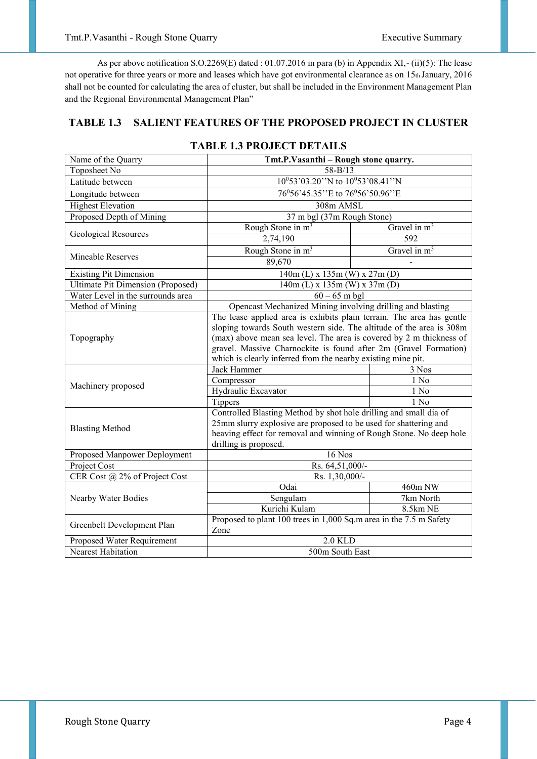As per above notification S.O.2269(E) dated : 01.07.2016 in para (b) in Appendix XI,- (ii)(5): The lease not operative for three years or more and leases which have got environmental clearance as on 15th January, 2016 shall not be counted for calculating the area of cluster, but shall be included in the Environment Management Plan and the Regional Environmental Management Plan"

## TABLE 1.3 SALIENT FEATURES OF THE PROPOSED PROJECT IN CLUSTER

### TABLE 1.3 PROJECT DETAILS

| Name of the Quarry | **Tmt.P.Vasanthi – Rough stone quarry.** | |
|---|---|---|
| Toposheet No | 58-B/13 | |
| Latitude between | $10^0$53'03.20''N to $10^0$53'08.41''N | |
| Longitude between | $76^0$56'45.35''E to $76^0$56'50.96''E | |
| Highest Elevation | 308m AMSL | |
| Proposed Depth of Mining | 37 m bgl (37m Rough Stone) | |
| Geological Resources | Rough Stone in $m^3$ | Gravel in $m^3$ |
| | 2,74,190 | 592 |
| Mineable Reserves | Rough Stone in $m^3$ | Gravel in $m^3$ |
| | 89,670 | - |
| Existing Pit Dimension | 140m (L) x 135m (W) x 27m (D) | |
| Ultimate Pit Dimension (Proposed) | 140m (L) x 135m (W) x 37m (D) | |
| Water Level in the surrounds area | 60 – 65 m bgl | |
| Method of Mining | Opencast Mechanized Mining involving drilling and blasting | |
| Topography | The lease applied area is exhibits plain terrain. The area has gentle sloping towards South western side. The altitude of the area is 308m (max) above mean sea level. The area is covered by 2 m thickness of gravel. Massive Charnockite is found after 2m (Gravel Formation) which is clearly inferred from the nearby existing mine pit. | |
| Machinery proposed | Jack Hammer | 3 Nos |
| | Compressor | 1 No |
| | Hydraulic Excavator | 1 No |
| | Tippers | 1 No |
| Blasting Method | Controlled Blasting Method by shot hole drilling and small dia of 25mm slurry explosive are proposed to be used for shattering and heaving effect for removal and winning of Rough Stone. No deep hole drilling is proposed. | |
| Proposed Manpower Deployment | 16 Nos | |
| Project Cost | Rs. 64,51,000/- | |
| CER Cost @ 2% of Project Cost | Rs. 1,30,000/- | |
| Nearby Water Bodies | Odai | 460m NW |
| | Sengulam | 7km North |
| | Kurichi Kulam | 8.5km NE |
| Greenbelt Development Plan | Proposed to plant 100 trees in 1,000 Sq.m area in the 7.5 m Safety Zone | |
| Proposed Water Requirement | 2.0 KLD | |
| Nearest Habitation | 500m South East | |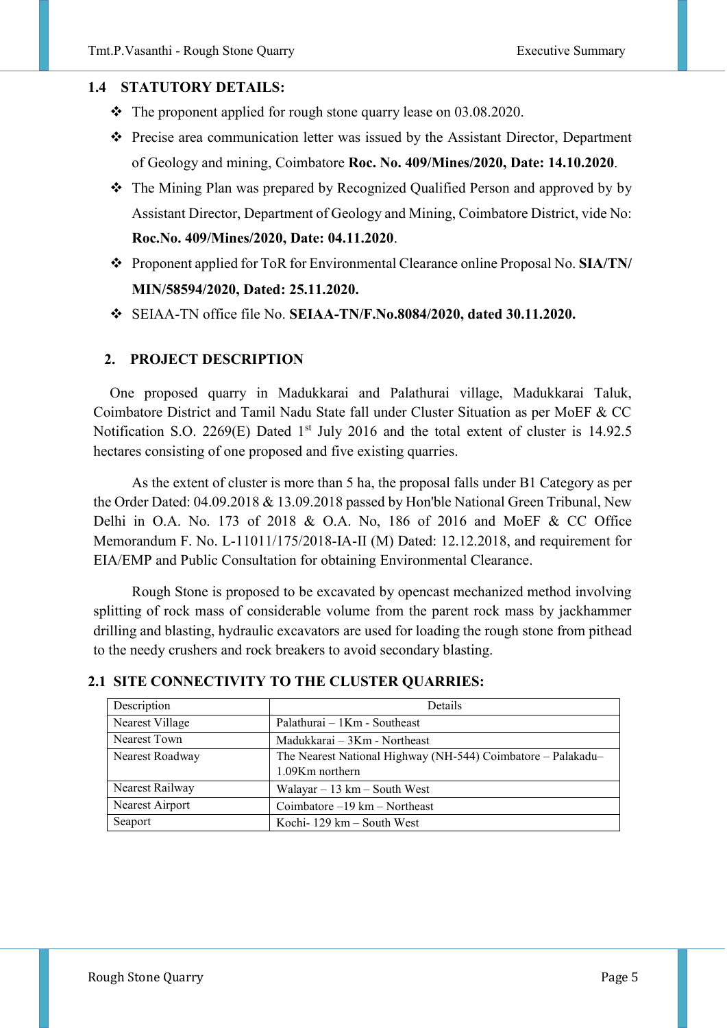### 1.4 STATUTORY DETAILS:

- The proponent applied for rough stone quarry lease on 03.08.2020.
- Precise area communication letter was issued by the Assistant Director, Department of Geology and mining, Coimbatore **Roc. No. 409/Mines/2020, Date: 14.10.2020**.
- The Mining Plan was prepared by Recognized Qualified Person and approved by by Assistant Director, Department of Geology and Mining, Coimbatore District, vide No: **Roc.No. 409/Mines/2020, Date: 04.11.2020**.
- Proponent applied for ToR for Environmental Clearance online Proposal No. **SIA/TN/MIN/58594/2020, Dated: 25.11.2020.**
- SEIAA-TN office file No. **SEIAA-TN/F.No.8084/2020, dated 30.11.2020.**

## 2. PROJECT DESCRIPTION

One proposed quarry in Madukkarai and Palathurai village, Madukkarai Taluk, Coimbatore District and Tamil Nadu State fall under Cluster Situation as per MoEF & CC Notification S.O. 2269(E) Dated 1st July 2016 and the total extent of cluster is 14.92.5 hectares consisting of one proposed and five existing quarries.

As the extent of cluster is more than 5 ha, the proposal falls under B1 Category as per the Order Dated: 04.09.2018 & 13.09.2018 passed by Hon'ble National Green Tribunal, New Delhi in O.A. No. 173 of 2018 & O.A. No, 186 of 2016 and MoEF & CC Office Memorandum F. No. L-11011/175/2018-IA-II (M) Dated: 12.12.2018, and requirement for EIA/EMP and Public Consultation for obtaining Environmental Clearance.

Rough Stone is proposed to be excavated by opencast mechanized method involving splitting of rock mass of considerable volume from the parent rock mass by jackhammer drilling and blasting, hydraulic excavators are used for loading the rough stone from pithead to the needy crushers and rock breakers to avoid secondary blasting.

### 2.1 SITE CONNECTIVITY TO THE CLUSTER QUARRIES:

| Description | Details |
|---|---|
| Nearest Village | Palathurai – 1Km - Southeast |
| Nearest Town | Madukkarai – 3Km - Northeast |
| Nearest Roadway | The Nearest National Highway (NH-544) Coimbatore – Palakadu– 1.09Km northern |
| Nearest Railway | Walayar – 13 km – South West |
| Nearest Airport | Coimbatore –19 km – Northeast |
| Seaport | Kochi- 129 km – South West |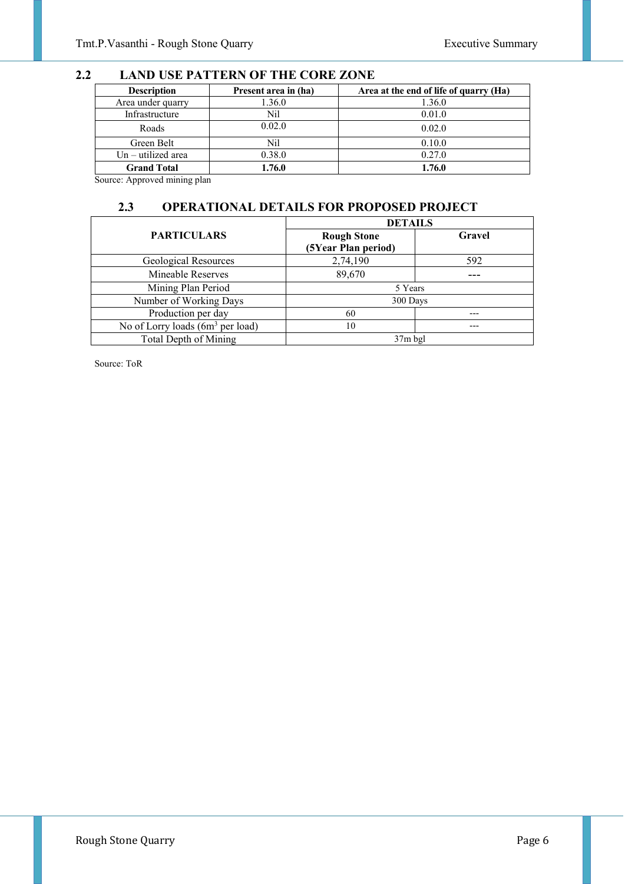## 2.2 LAND USE PATTERN OF THE CORE ZONE

| Description | Present area in (ha) | Area at the end of life of quarry (Ha) |
|---|---|---|
| Area under quarry | 1.36.0 | 1.36.0 |
| Infrastructure | Nil | 0.01.0 |
| Roads | 0.02.0 | 0.02.0 |
| Green Belt | Nil | 0.10.0 |
| Un – utilized area | 0.38.0 | 0.27.0 |
| **Grand Total** | **1.76.0** | **1.76.0** |

Source: Approved mining plan

## 2.3 OPERATIONAL DETAILS FOR PROPOSED PROJECT

| PARTICULARS | DETAILS | |
|---|---|---|
| | **Rough Stone (5Year Plan period)** | **Gravel** |
| Geological Resources | 2,74,190 | 592 |
| Mineable Reserves | 89,670 | --- |
| Mining Plan Period | 5 Years | |
| Number of Working Days | 300 Days | |
| Production per day | 60 | --- |
| No of Lorry loads ($6m^3$ per load) | 10 | --- |
| Total Depth of Mining | 37m bgl | |

Source: ToR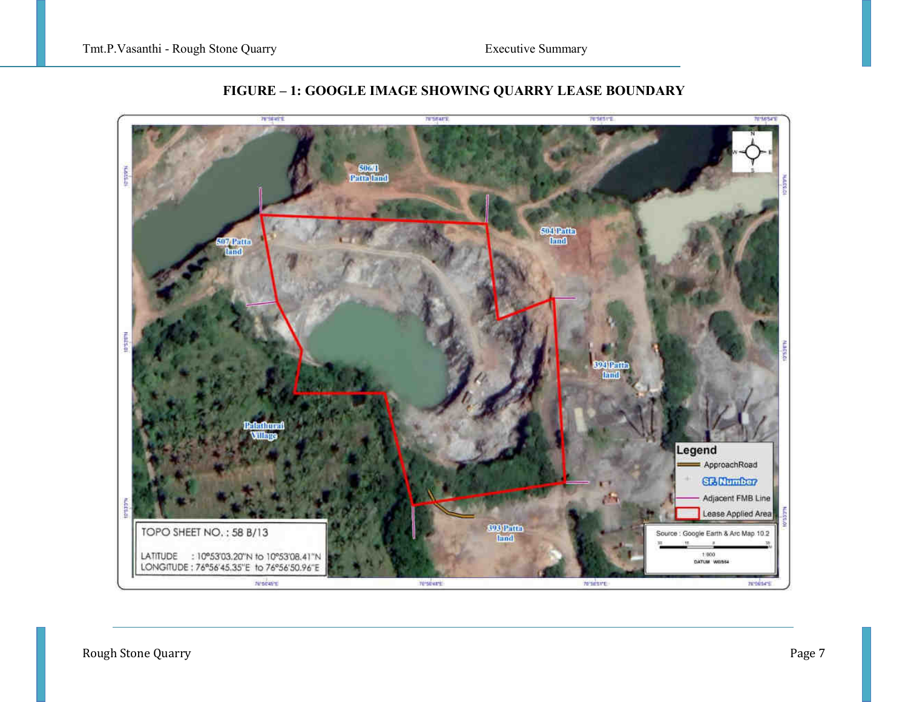**FIGURE – 1: GOOGLE IMAGE SHOWING QUARRY LEASE BOUNDARY**

506/1 Patta land

507 Patta land

504 Patta land

394 Patta land

Palathurai Village

393 Patta land

Legend
- ApproachRoad
- SF. Number
- Adjacent FMB Line
- Lease Applied Area

TOPO SHEET NO. : 58 B/13

LATITUDE : 10°53'03.20"N to 10°53'08.41"N
LONGITUDE : 76°56'45.35"E to 76°56'50.96"E

Source : Google Earth & Arc Map 10.2

1:900

DATUM WGS84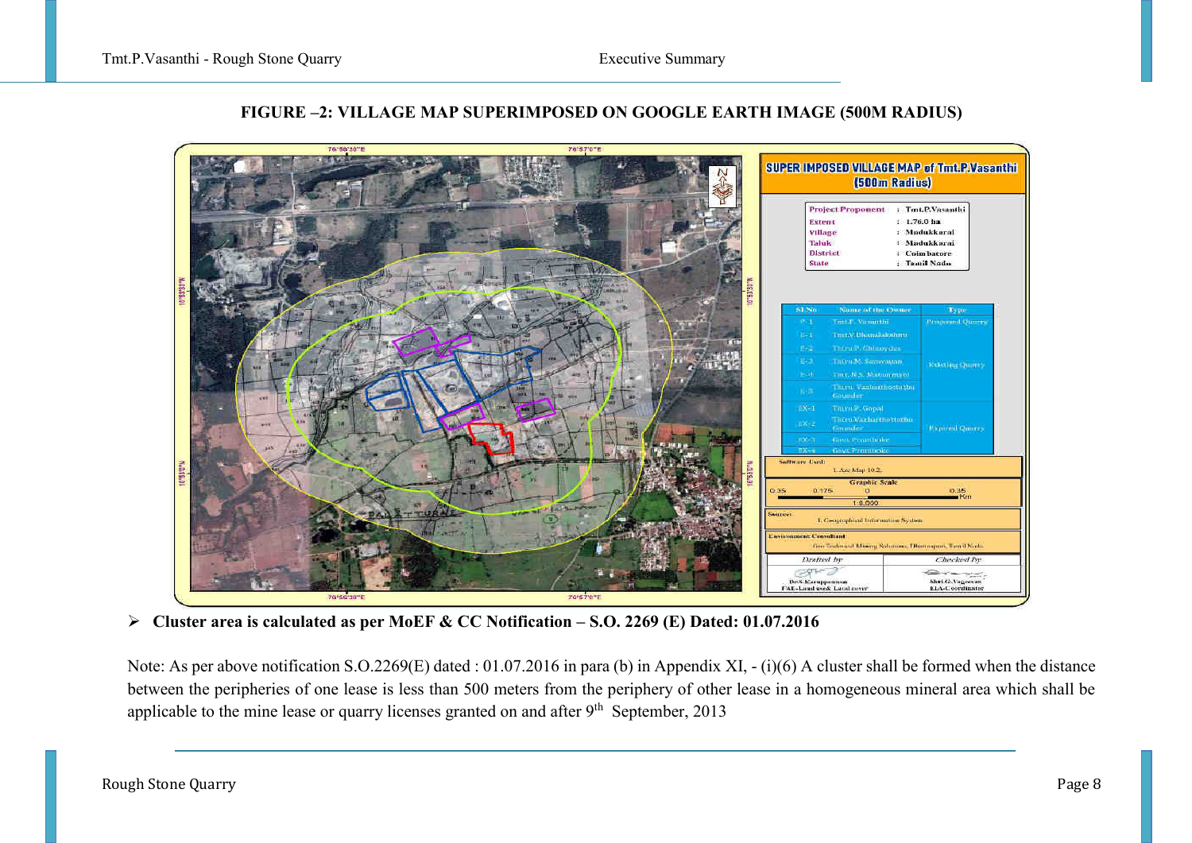**FIGURE –2: VILLAGE MAP SUPERIMPOSED ON GOOGLE EARTH IMAGE (500M RADIUS)**

- **Cluster area is calculated as per MoEF & CC Notification – S.O. 2269 (E) Dated: 01.07.2016**

Note: As per above notification S.O.2269(E) dated : 01.07.2016 in para (b) in Appendix XI, - (i)(6) A cluster shall be formed when the distance between the peripheries of one lease is less than 500 meters from the periphery of other lease in a homogeneous mineral area which shall be applicable to the mine lease or quarry licenses granted on and after 9th September, 2013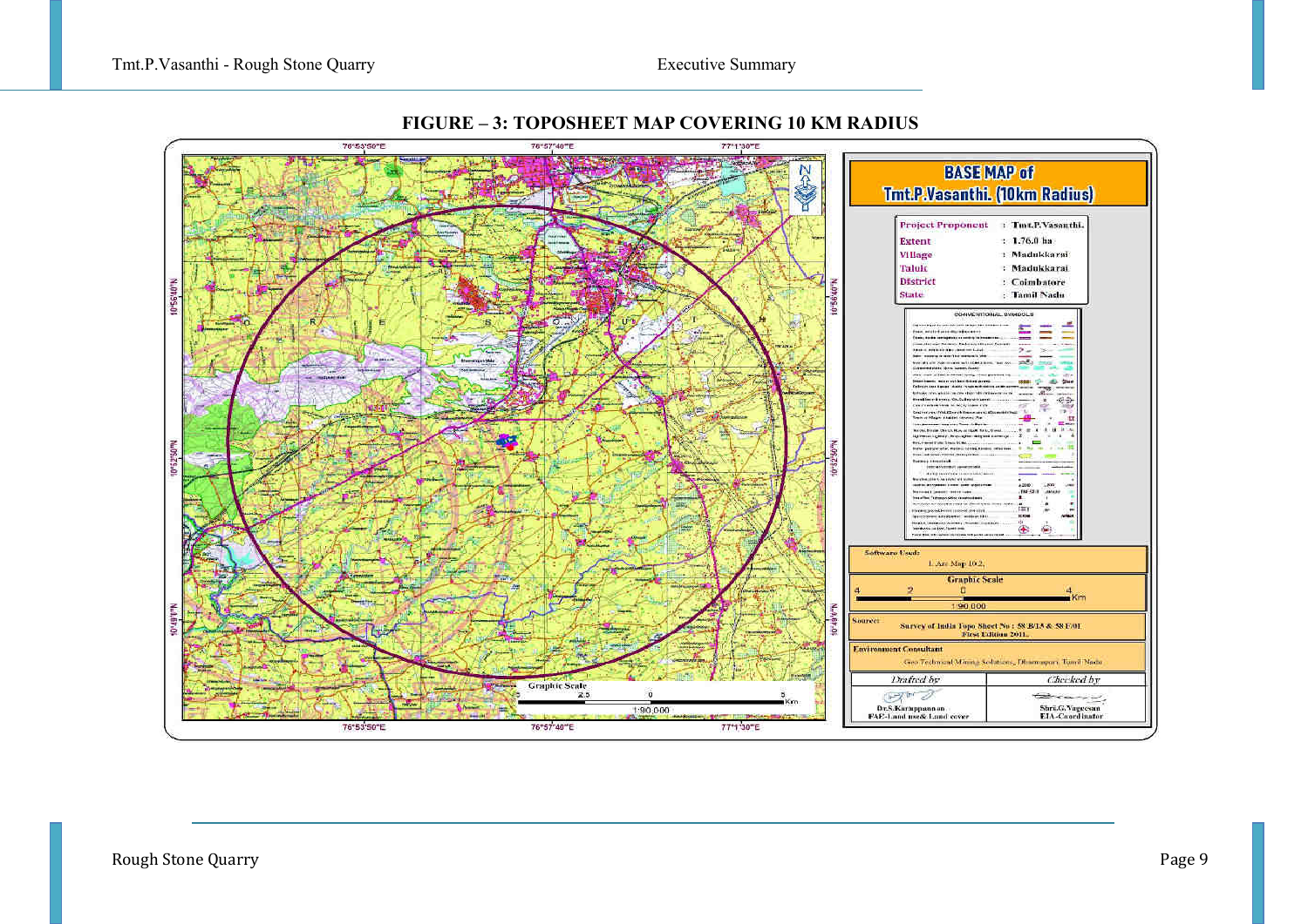**FIGURE – 3: TOPOSHEET MAP COVERING 10 KM RADIUS**

**BASE MAP of Tmt.P.Vasanthi. (10km Radius)**

| | | |
|---|---|---|
| Project Proponent | : | Tmt.P.Vasanthi. |
| Extent | : | 1.76.0 ha |
| Village | : | Madukkarai |
| Taluk | : | Madukkarai |
| District | : | Coimbatore |
| State | : | Tamil Nadu |

Software Used: 1. Arc Map 10.2.

Graphic Scale 1:90,000

Source: Survey of India Topo Sheet No : 58 B/15 & 58 F/01 First Edition 2011.

Environment Consultant: Geo Technical Mining Solutions, Dharmapuri, Tamil Nadu

| Drafted by | Checked by |
|---|---|
| Dr.S.Karuppannan FAE-Land use& Land cover | Shri.G.Yugesan EIA-Coordinator |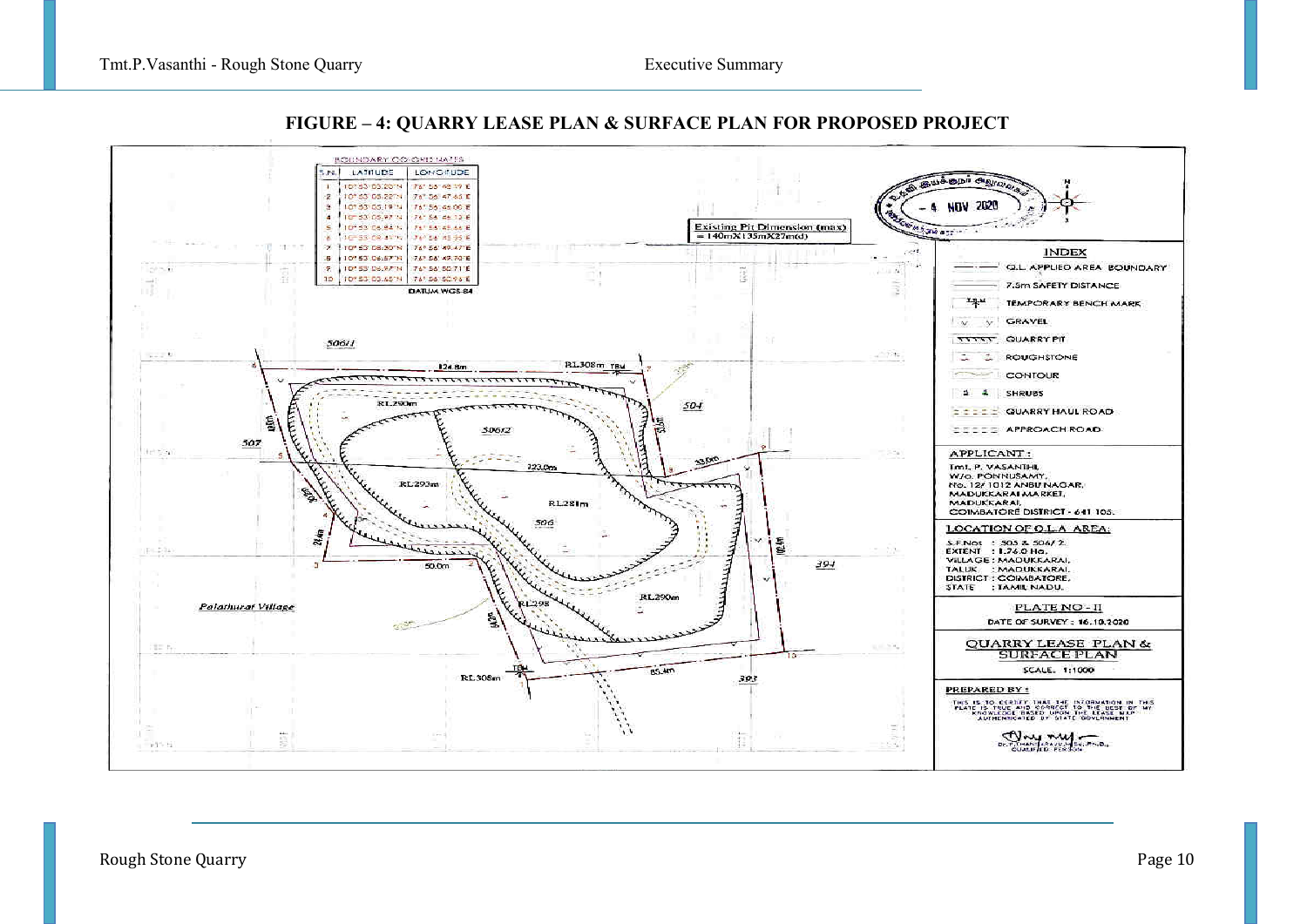**FIGURE – 4: QUARRY LEASE PLAN & SURFACE PLAN FOR PROPOSED PROJECT**

BOUNDARY CO-ORDINATES

| S.N. | LATITUDE | LONGITUDE |
|---|---|---|
| 1 | 10°53'03.20"N | 76°56'48.39"E |
| 2 | 10°53'03.22"N | 76°56'47.63"E |
| 3 | 10°53'03.19"N | 76°56'45.06"E |
| 4 | 10°53'03.97"N | 76°56'46.13"E |
| 5 | 10°53'06.84"N | 76°56'45.66"E |
| 6 | 10°53'09.41"N | 76°56'45.95"E |
| 7 | 10°53'08.30"N | 76°56'49.47"E |
| 8 | 10°53'06.67"N | 76°56'49.70"E |
| 9 | 10°53'06.97"N | 76°56'50.71"E |
| 10 | 10°53'03.45"N | 76°56'50.96"E |

DATUM WGS-84

Existing Pit Dimension (max) = 140mX135mX27m(d)

INDEX

- Q.L. APPLIED AREA BOUNDARY
- 7.5m SAFETY DISTANCE
- TEMPORARY BENCH MARK
- GRAVEL
- QUARRY PIT
- ROUGHSTONE
- CONTOUR
- SHRUBS
- QUARRY HAUL ROAD
- APPROACH ROAD

APPLICANT :
Tmt. P. VASANTHI,
W/o. PONNUSAMY,
No. 12/ 1012 ANBU NAGAR,
MADUKKARAI MARKET,
MADUKKARAI,
COIMBATORE DISTRICT - 641 105.

LOCATION OF Q.L.A AREA:
S.F.Nos : 505 & 506/ 2.
EXTENT : 1.76.0 Ha.
VILLAGE : MADUKKARAI.
TALUK : MADUKKARAI.
DISTRICT : COIMBATORE.
STATE : TAMIL NADU.

PLATE NO - II

DATE OF SURVEY : 16.10.2020

QUARRY LEASE PLAN & SURFACE PLAN

SCALE. 1:1000

PREPARED BY :
THIS IS TO CERTIFY THAT THE INFORMATION IN THIS PLATE IS TRUE AND CORRECT TO THE BEST OF MY KNOWLEDGE BASED UPON THE LEASE MAP AUTHENTICATED BY STATE GOVERNMENT.

QUALIFIED PERSON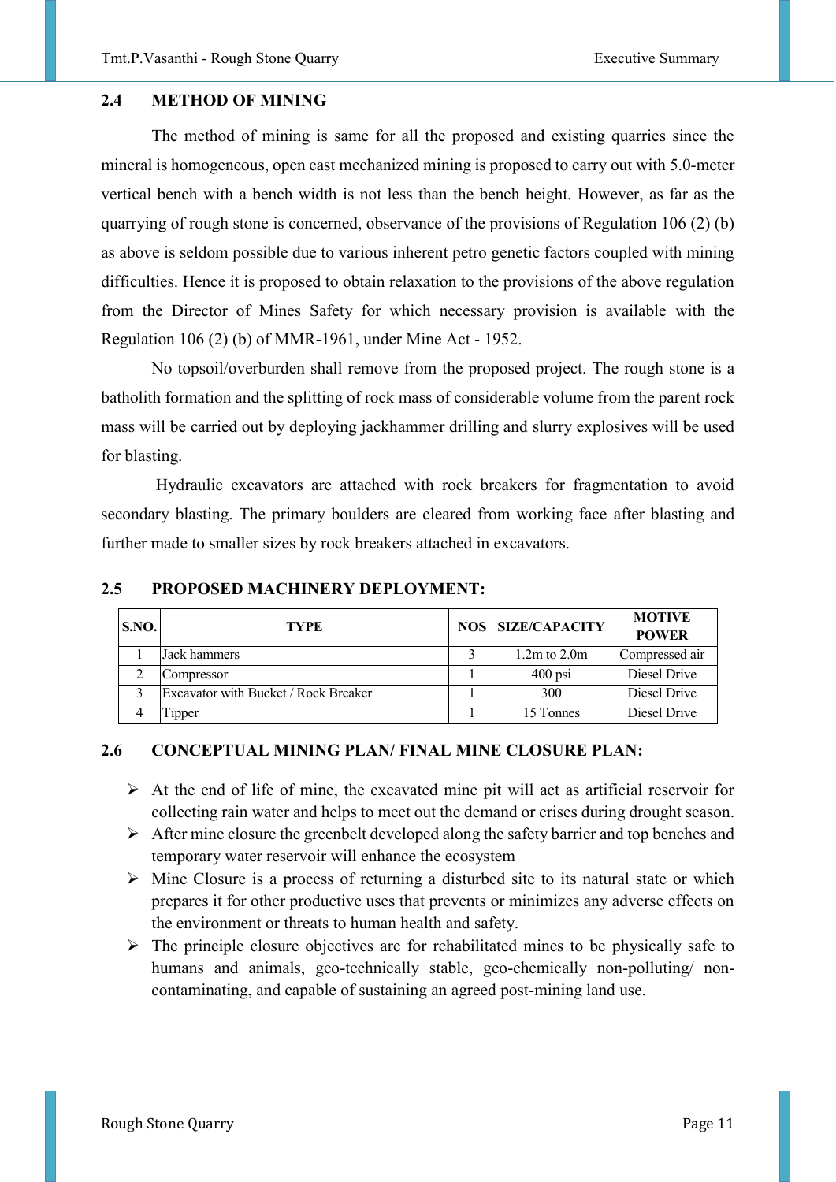## 2.4 METHOD OF MINING

The method of mining is same for all the proposed and existing quarries since the mineral is homogeneous, open cast mechanized mining is proposed to carry out with 5.0-meter vertical bench with a bench width is not less than the bench height. However, as far as the quarrying of rough stone is concerned, observance of the provisions of Regulation 106 (2) (b) as above is seldom possible due to various inherent petro genetic factors coupled with mining difficulties. Hence it is proposed to obtain relaxation to the provisions of the above regulation from the Director of Mines Safety for which necessary provision is available with the Regulation 106 (2) (b) of MMR-1961, under Mine Act - 1952.

No topsoil/overburden shall remove from the proposed project. The rough stone is a batholith formation and the splitting of rock mass of considerable volume from the parent rock mass will be carried out by deploying jackhammer drilling and slurry explosives will be used for blasting.

Hydraulic excavators are attached with rock breakers for fragmentation to avoid secondary blasting. The primary boulders are cleared from working face after blasting and further made to smaller sizes by rock breakers attached in excavators.

## 2.5 PROPOSED MACHINERY DEPLOYMENT:

| S.NO. | TYPE | NOS | SIZE/CAPACITY | MOTIVE POWER |
|---|---|---|---|---|
| 1 | Jack hammers | 3 | 1.2m to 2.0m | Compressed air |
| 2 | Compressor | 1 | 400 psi | Diesel Drive |
| 3 | Excavator with Bucket / Rock Breaker | 1 | 300 | Diesel Drive |
| 4 | Tipper | 1 | 15 Tonnes | Diesel Drive |

## 2.6 CONCEPTUAL MINING PLAN/ FINAL MINE CLOSURE PLAN:

- At the end of life of mine, the excavated mine pit will act as artificial reservoir for collecting rain water and helps to meet out the demand or crises during drought season.
- After mine closure the greenbelt developed along the safety barrier and top benches and temporary water reservoir will enhance the ecosystem
- Mine Closure is a process of returning a disturbed site to its natural state or which prepares it for other productive uses that prevents or minimizes any adverse effects on the environment or threats to human health and safety.
- The principle closure objectives are for rehabilitated mines to be physically safe to humans and animals, geo-technically stable, geo-chemically non-polluting/ non-contaminating, and capable of sustaining an agreed post-mining land use.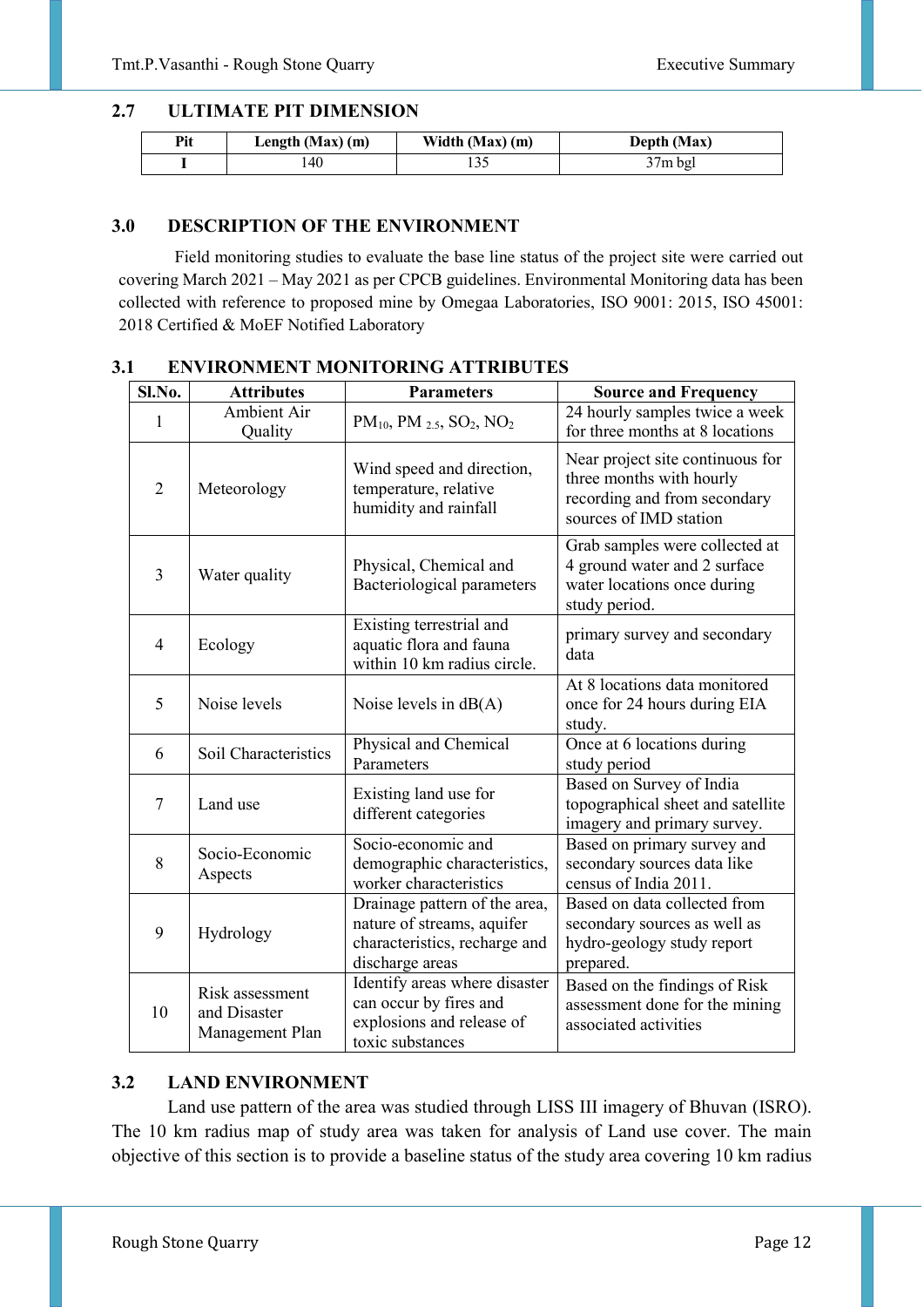## 2.7 ULTIMATE PIT DIMENSION

| Pit | Length (Max) (m) | Width (Max) (m) | Depth (Max) |
|---|---|---|---|
| I | 140 | 135 | 37m bgl |

## 3.0 DESCRIPTION OF THE ENVIRONMENT

Field monitoring studies to evaluate the base line status of the project site were carried out covering March 2021 – May 2021 as per CPCB guidelines. Environmental Monitoring data has been collected with reference to proposed mine by Omegaa Laboratories, ISO 9001: 2015, ISO 45001: 2018 Certified & MoEF Notified Laboratory

## 3.1 ENVIRONMENT MONITORING ATTRIBUTES

| Sl.No. | Attributes | Parameters | Source and Frequency |
|---|---|---|---|
| 1 | Ambient Air Quality | $PM_{10}$, $PM_{2.5}$, $SO_2$, $NO_2$ | 24 hourly samples twice a week for three months at 8 locations |
| 2 | Meteorology | Wind speed and direction, temperature, relative humidity and rainfall | Near project site continuous for three months with hourly recording and from secondary sources of IMD station |
| 3 | Water quality | Physical, Chemical and Bacteriological parameters | Grab samples were collected at 4 ground water and 2 surface water locations once during study period. |
| 4 | Ecology | Existing terrestrial and aquatic flora and fauna within 10 km radius circle. | primary survey and secondary data |
| 5 | Noise levels | Noise levels in dB(A) | At 8 locations data monitored once for 24 hours during EIA study. |
| 6 | Soil Characteristics | Physical and Chemical Parameters | Once at 6 locations during study period |
| 7 | Land use | Existing land use for different categories | Based on Survey of India topographical sheet and satellite imagery and primary survey. |
| 8 | Socio-Economic Aspects | Socio-economic and demographic characteristics, worker characteristics | Based on primary survey and secondary sources data like census of India 2011. |
| 9 | Hydrology | Drainage pattern of the area, nature of streams, aquifer characteristics, recharge and discharge areas | Based on data collected from secondary sources as well as hydro-geology study report prepared. |
| 10 | Risk assessment and Disaster Management Plan | Identify areas where disaster can occur by fires and explosions and release of toxic substances | Based on the findings of Risk assessment done for the mining associated activities |

## 3.2 LAND ENVIRONMENT

Land use pattern of the area was studied through LISS III imagery of Bhuvan (ISRO). The 10 km radius map of study area was taken for analysis of Land use cover. The main objective of this section is to provide a baseline status of the study area covering 10 km radius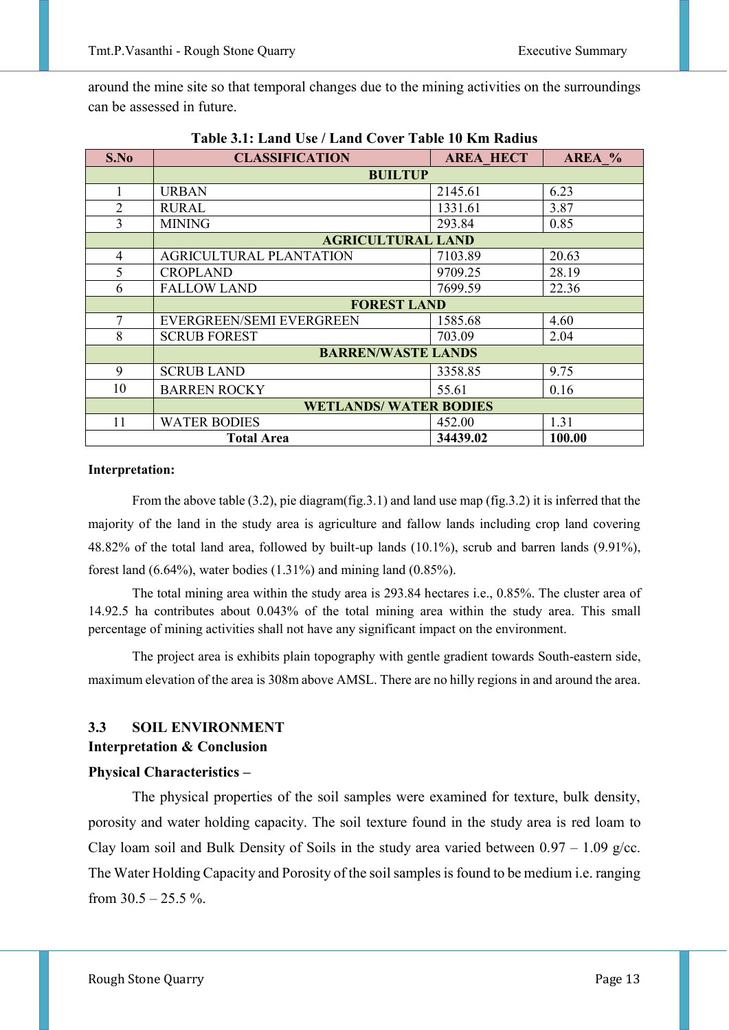around the mine site so that temporal changes due to the mining activities on the surroundings can be assessed in future.

**Table 3.1: Land Use / Land Cover Table 10 Km Radius**

| S.No | CLASSIFICATION | AREA_HECT | AREA_% |
|---|---|---|---|
| | **BUILTUP** | | |
| 1 | URBAN | 2145.61 | 6.23 |
| 2 | RURAL | 1331.61 | 3.87 |
| 3 | MINING | 293.84 | 0.85 |
| | **AGRICULTURAL LAND** | | |
| 4 | AGRICULTURAL PLANTATION | 7103.89 | 20.63 |
| 5 | CROPLAND | 9709.25 | 28.19 |
| 6 | FALLOW LAND | 7699.59 | 22.36 |
| | **FOREST LAND** | | |
| 7 | EVERGREEN/SEMI EVERGREEN | 1585.68 | 4.60 |
| 8 | SCRUB FOREST | 703.09 | 2.04 |
| | **BARREN/WASTE LANDS** | | |
| 9 | SCRUB LAND | 3358.85 | 9.75 |
| 10 | BARREN ROCKY | 55.61 | 0.16 |
| | **WETLANDS/ WATER BODIES** | | |
| 11 | WATER BODIES | 452.00 | 1.31 |
| **Total Area** | | **34439.02** | **100.00** |

**Interpretation:**

From the above table (3.2), pie diagram(fig.3.1) and land use map (fig.3.2) it is inferred that the majority of the land in the study area is agriculture and fallow lands including crop land covering 48.82% of the total land area, followed by built-up lands (10.1%), scrub and barren lands (9.91%), forest land (6.64%), water bodies (1.31%) and mining land (0.85%).

The total mining area within the study area is 293.84 hectares i.e., 0.85%. The cluster area of 14.92.5 ha contributes about 0.043% of the total mining area within the study area. This small percentage of mining activities shall not have any significant impact on the environment.

The project area is exhibits plain topography with gentle gradient towards South-eastern side, maximum elevation of the area is 308m above AMSL. There are no hilly regions in and around the area.

## 3.3 SOIL ENVIRONMENT

**Interpretation & Conclusion**

**Physical Characteristics –**

The physical properties of the soil samples were examined for texture, bulk density, porosity and water holding capacity. The soil texture found in the study area is red loam to Clay loam soil and Bulk Density of Soils in the study area varied between 0.97 – 1.09 g/cc. The Water Holding Capacity and Porosity of the soil samples is found to be medium i.e. ranging from 30.5 – 25.5 %.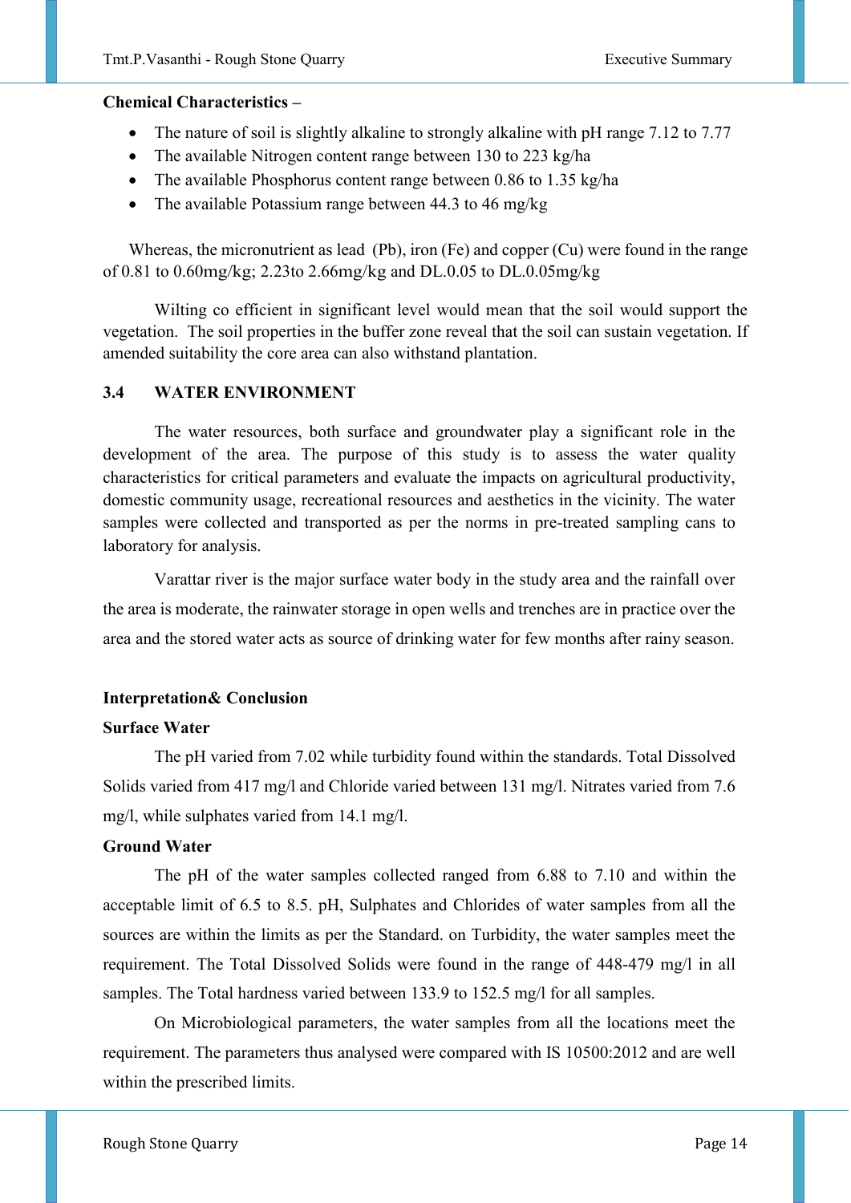**Chemical Characteristics –**

- The nature of soil is slightly alkaline to strongly alkaline with pH range 7.12 to 7.77
- The available Nitrogen content range between 130 to 223 kg/ha
- The available Phosphorus content range between 0.86 to 1.35 kg/ha
- The available Potassium range between 44.3 to 46 mg/kg

Whereas, the micronutrient as lead (Pb), iron (Fe) and copper (Cu) were found in the range of 0.81 to 0.60mg/kg; 2.23to 2.66mg/kg and DL.0.05 to DL.0.05mg/kg

Wilting co efficient in significant level would mean that the soil would support the vegetation. The soil properties in the buffer zone reveal that the soil can sustain vegetation. If amended suitability the core area can also withstand plantation.

## 3.4 WATER ENVIRONMENT

The water resources, both surface and groundwater play a significant role in the development of the area. The purpose of this study is to assess the water quality characteristics for critical parameters and evaluate the impacts on agricultural productivity, domestic community usage, recreational resources and aesthetics in the vicinity. The water samples were collected and transported as per the norms in pre-treated sampling cans to laboratory for analysis.

Varattar river is the major surface water body in the study area and the rainfall over the area is moderate, the rainwater storage in open wells and trenches are in practice over the area and the stored water acts as source of drinking water for few months after rainy season.

**Interpretation& Conclusion**

**Surface Water**

The pH varied from 7.02 while turbidity found within the standards. Total Dissolved Solids varied from 417 mg/l and Chloride varied between 131 mg/l. Nitrates varied from 7.6 mg/l, while sulphates varied from 14.1 mg/l.

**Ground Water**

The pH of the water samples collected ranged from 6.88 to 7.10 and within the acceptable limit of 6.5 to 8.5. pH, Sulphates and Chlorides of water samples from all the sources are within the limits as per the Standard. on Turbidity, the water samples meet the requirement. The Total Dissolved Solids were found in the range of 448-479 mg/l in all samples. The Total hardness varied between 133.9 to 152.5 mg/l for all samples.

On Microbiological parameters, the water samples from all the locations meet the requirement. The parameters thus analysed were compared with IS 10500:2012 and are well within the prescribed limits.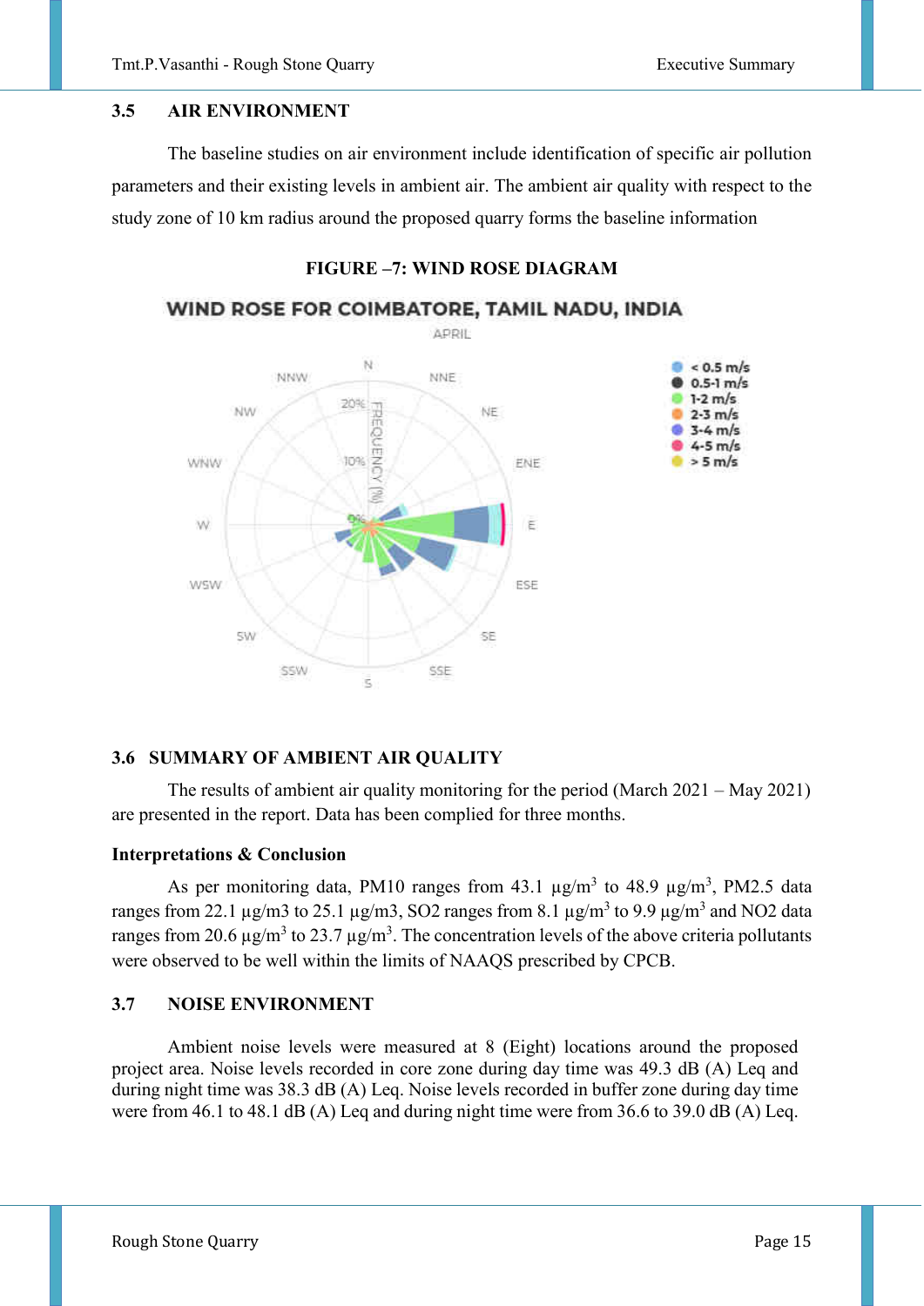### 3.5 AIR ENVIRONMENT

The baseline studies on air environment include identification of specific air pollution parameters and their existing levels in ambient air. The ambient air quality with respect to the study zone of 10 km radius around the proposed quarry forms the baseline information

**FIGURE –7: WIND ROSE DIAGRAM**

WIND ROSE FOR COIMBATORE, TAMIL NADU, INDIA

APRIL

### 3.6 SUMMARY OF AMBIENT AIR QUALITY

The results of ambient air quality monitoring for the period (March 2021 – May 2021) are presented in the report. Data has been complied for three months.

**Interpretations & Conclusion**

As per monitoring data, PM10 ranges from 43.1 µg/m$^3$ to 48.9 µg/m$^3$, PM2.5 data ranges from 22.1 µg/m3 to 25.1 µg/m3, SO2 ranges from 8.1 µg/m$^3$ to 9.9 µg/m$^3$ and NO2 data ranges from 20.6 µg/m$^3$ to 23.7 µg/m$^3$. The concentration levels of the above criteria pollutants were observed to be well within the limits of NAAQS prescribed by CPCB.

### 3.7 NOISE ENVIRONMENT

Ambient noise levels were measured at 8 (Eight) locations around the proposed project area. Noise levels recorded in core zone during day time was 49.3 dB (A) Leq and during night time was 38.3 dB (A) Leq. Noise levels recorded in buffer zone during day time were from 46.1 to 48.1 dB (A) Leq and during night time were from 36.6 to 39.0 dB (A) Leq.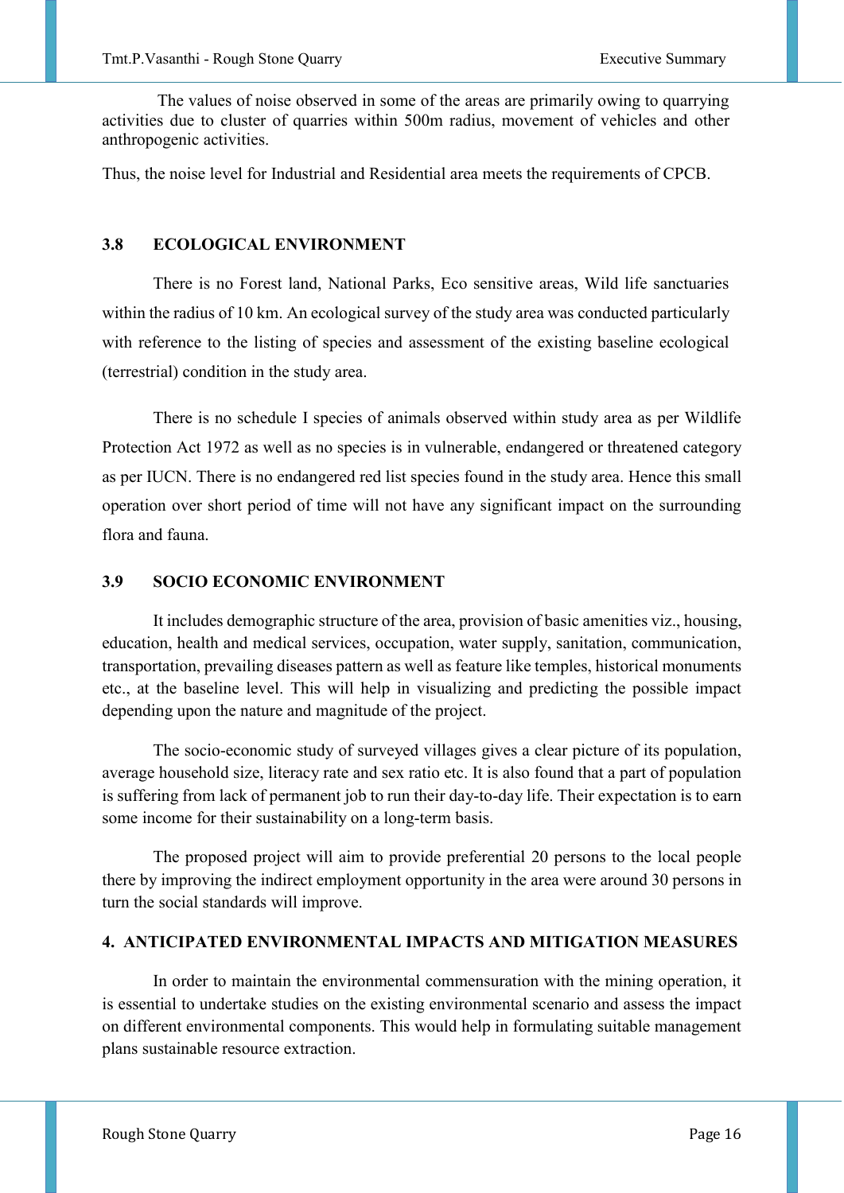The values of noise observed in some of the areas are primarily owing to quarrying activities due to cluster of quarries within 500m radius, movement of vehicles and other anthropogenic activities.

Thus, the noise level for Industrial and Residential area meets the requirements of CPCB.

### 3.8 ECOLOGICAL ENVIRONMENT

There is no Forest land, National Parks, Eco sensitive areas, Wild life sanctuaries within the radius of 10 km. An ecological survey of the study area was conducted particularly with reference to the listing of species and assessment of the existing baseline ecological (terrestrial) condition in the study area.

There is no schedule I species of animals observed within study area as per Wildlife Protection Act 1972 as well as no species is in vulnerable, endangered or threatened category as per IUCN. There is no endangered red list species found in the study area. Hence this small operation over short period of time will not have any significant impact on the surrounding flora and fauna.

### 3.9 SOCIO ECONOMIC ENVIRONMENT

It includes demographic structure of the area, provision of basic amenities viz., housing, education, health and medical services, occupation, water supply, sanitation, communication, transportation, prevailing diseases pattern as well as feature like temples, historical monuments etc., at the baseline level. This will help in visualizing and predicting the possible impact depending upon the nature and magnitude of the project.

The socio-economic study of surveyed villages gives a clear picture of its population, average household size, literacy rate and sex ratio etc. It is also found that a part of population is suffering from lack of permanent job to run their day-to-day life. Their expectation is to earn some income for their sustainability on a long-term basis.

The proposed project will aim to provide preferential 20 persons to the local people there by improving the indirect employment opportunity in the area were around 30 persons in turn the social standards will improve.

## 4. ANTICIPATED ENVIRONMENTAL IMPACTS AND MITIGATION MEASURES

In order to maintain the environmental commensuration with the mining operation, it is essential to undertake studies on the existing environmental scenario and assess the impact on different environmental components. This would help in formulating suitable management plans sustainable resource extraction.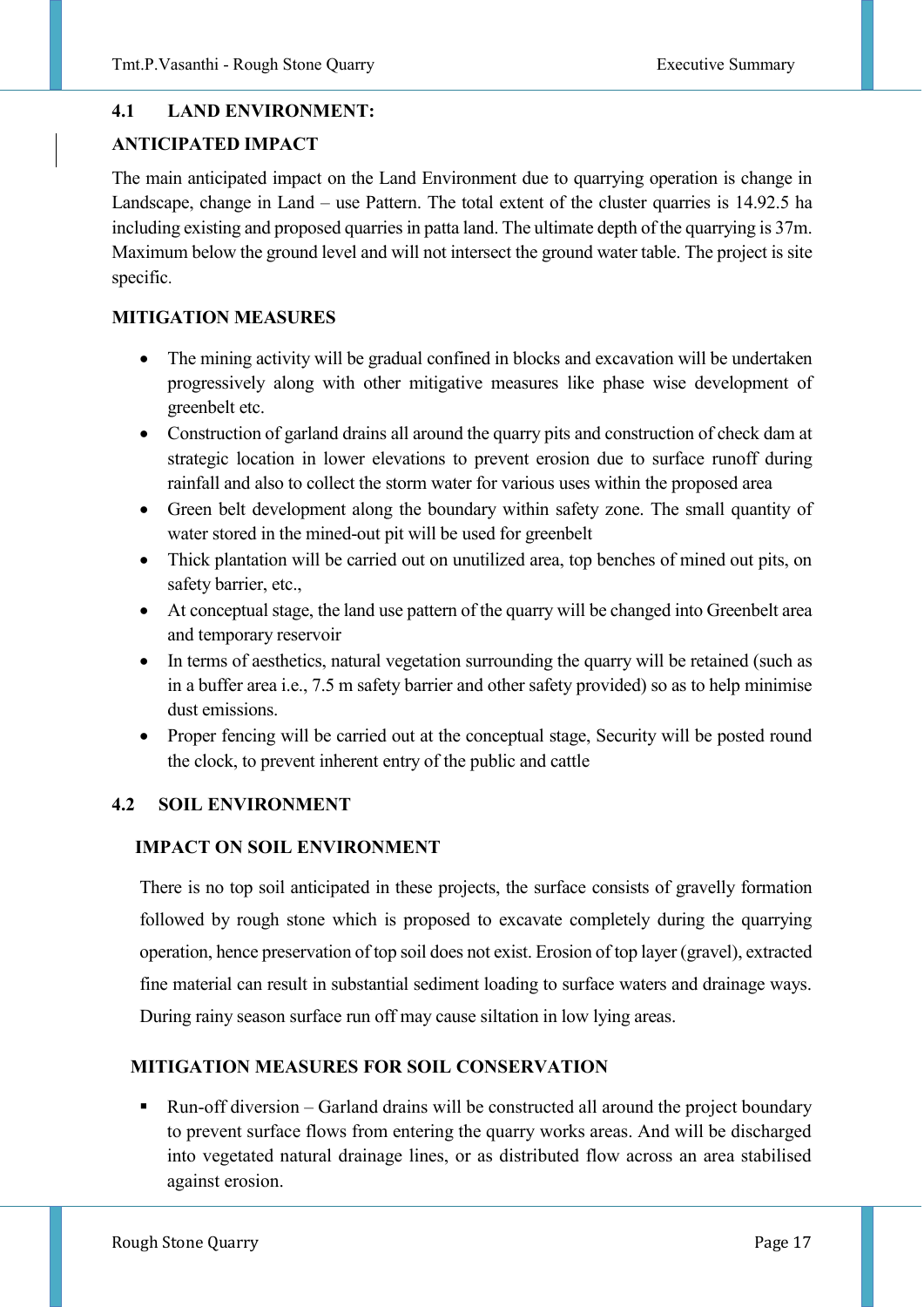## 4.1 LAND ENVIRONMENT:

### ANTICIPATED IMPACT

The main anticipated impact on the Land Environment due to quarrying operation is change in Landscape, change in Land – use Pattern. The total extent of the cluster quarries is 14.92.5 ha including existing and proposed quarries in patta land. The ultimate depth of the quarrying is 37m. Maximum below the ground level and will not intersect the ground water table. The project is site specific.

### MITIGATION MEASURES

- The mining activity will be gradual confined in blocks and excavation will be undertaken progressively along with other mitigative measures like phase wise development of greenbelt etc.
- Construction of garland drains all around the quarry pits and construction of check dam at strategic location in lower elevations to prevent erosion due to surface runoff during rainfall and also to collect the storm water for various uses within the proposed area
- Green belt development along the boundary within safety zone. The small quantity of water stored in the mined-out pit will be used for greenbelt
- Thick plantation will be carried out on unutilized area, top benches of mined out pits, on safety barrier, etc.,
- At conceptual stage, the land use pattern of the quarry will be changed into Greenbelt area and temporary reservoir
- In terms of aesthetics, natural vegetation surrounding the quarry will be retained (such as in a buffer area i.e., 7.5 m safety barrier and other safety provided) so as to help minimise dust emissions.
- Proper fencing will be carried out at the conceptual stage, Security will be posted round the clock, to prevent inherent entry of the public and cattle

## 4.2 SOIL ENVIRONMENT

### IMPACT ON SOIL ENVIRONMENT

There is no top soil anticipated in these projects, the surface consists of gravelly formation followed by rough stone which is proposed to excavate completely during the quarrying operation, hence preservation of top soil does not exist. Erosion of top layer (gravel), extracted fine material can result in substantial sediment loading to surface waters and drainage ways. During rainy season surface run off may cause siltation in low lying areas.

### MITIGATION MEASURES FOR SOIL CONSERVATION

- Run-off diversion – Garland drains will be constructed all around the project boundary to prevent surface flows from entering the quarry works areas. And will be discharged into vegetated natural drainage lines, or as distributed flow across an area stabilised against erosion.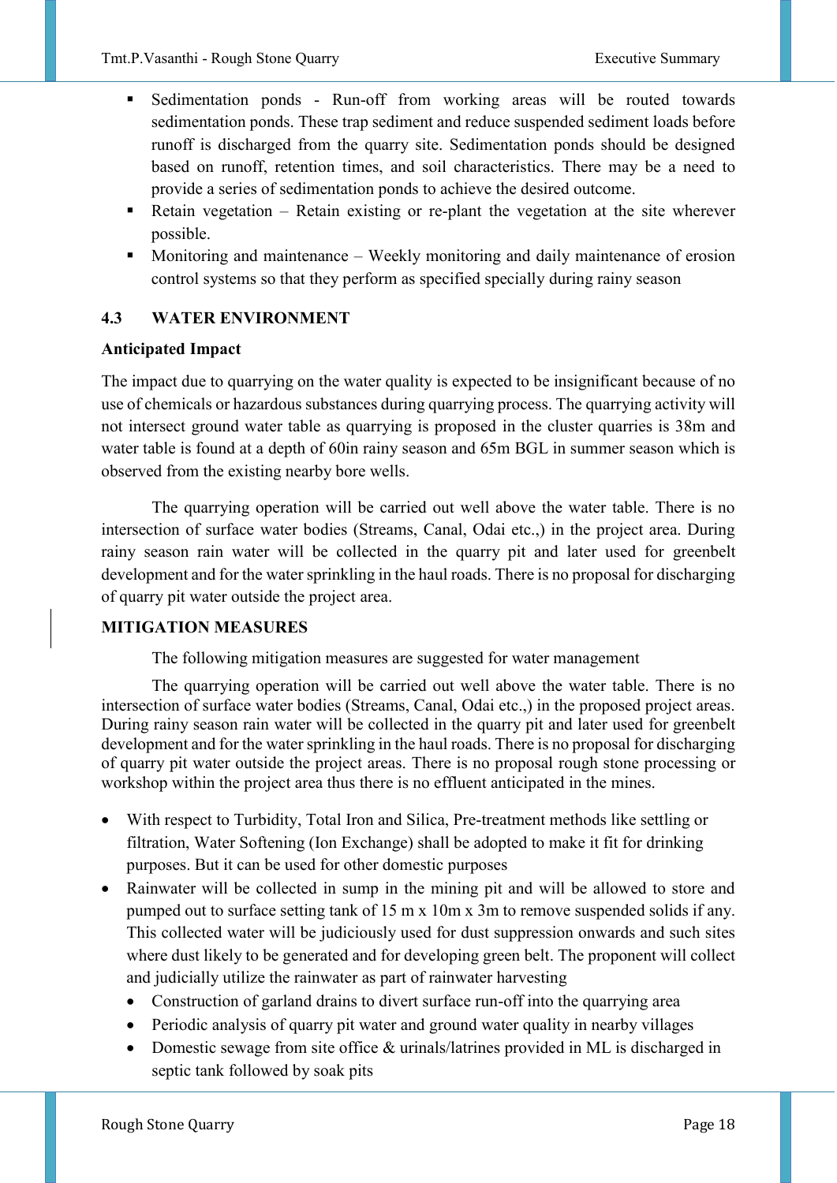- Sedimentation ponds - Run-off from working areas will be routed towards sedimentation ponds. These trap sediment and reduce suspended sediment loads before runoff is discharged from the quarry site. Sedimentation ponds should be designed based on runoff, retention times, and soil characteristics. There may be a need to provide a series of sedimentation ponds to achieve the desired outcome.
- Retain vegetation – Retain existing or re-plant the vegetation at the site wherever possible.
- Monitoring and maintenance – Weekly monitoring and daily maintenance of erosion control systems so that they perform as specified specially during rainy season

## 4.3 WATER ENVIRONMENT

**Anticipated Impact**

The impact due to quarrying on the water quality is expected to be insignificant because of no use of chemicals or hazardous substances during quarrying process. The quarrying activity will not intersect ground water table as quarrying is proposed in the cluster quarries is 38m and water table is found at a depth of 60in rainy season and 65m BGL in summer season which is observed from the existing nearby bore wells.

The quarrying operation will be carried out well above the water table. There is no intersection of surface water bodies (Streams, Canal, Odai etc.,) in the project area. During rainy season rain water will be collected in the quarry pit and later used for greenbelt development and for the water sprinkling in the haul roads. There is no proposal for discharging of quarry pit water outside the project area.

**MITIGATION MEASURES**

The following mitigation measures are suggested for water management

The quarrying operation will be carried out well above the water table. There is no intersection of surface water bodies (Streams, Canal, Odai etc.,) in the proposed project areas. During rainy season rain water will be collected in the quarry pit and later used for greenbelt development and for the water sprinkling in the haul roads. There is no proposal for discharging of quarry pit water outside the project areas. There is no proposal rough stone processing or workshop within the project area thus there is no effluent anticipated in the mines.

- With respect to Turbidity, Total Iron and Silica, Pre-treatment methods like settling or filtration, Water Softening (Ion Exchange) shall be adopted to make it fit for drinking purposes. But it can be used for other domestic purposes
- Rainwater will be collected in sump in the mining pit and will be allowed to store and pumped out to surface setting tank of 15 m x 10m x 3m to remove suspended solids if any. This collected water will be judiciously used for dust suppression onwards and such sites where dust likely to be generated and for developing green belt. The proponent will collect and judicially utilize the rainwater as part of rainwater harvesting
  - Construction of garland drains to divert surface run-off into the quarrying area
  - Periodic analysis of quarry pit water and ground water quality in nearby villages
  - Domestic sewage from site office & urinals/latrines provided in ML is discharged in septic tank followed by soak pits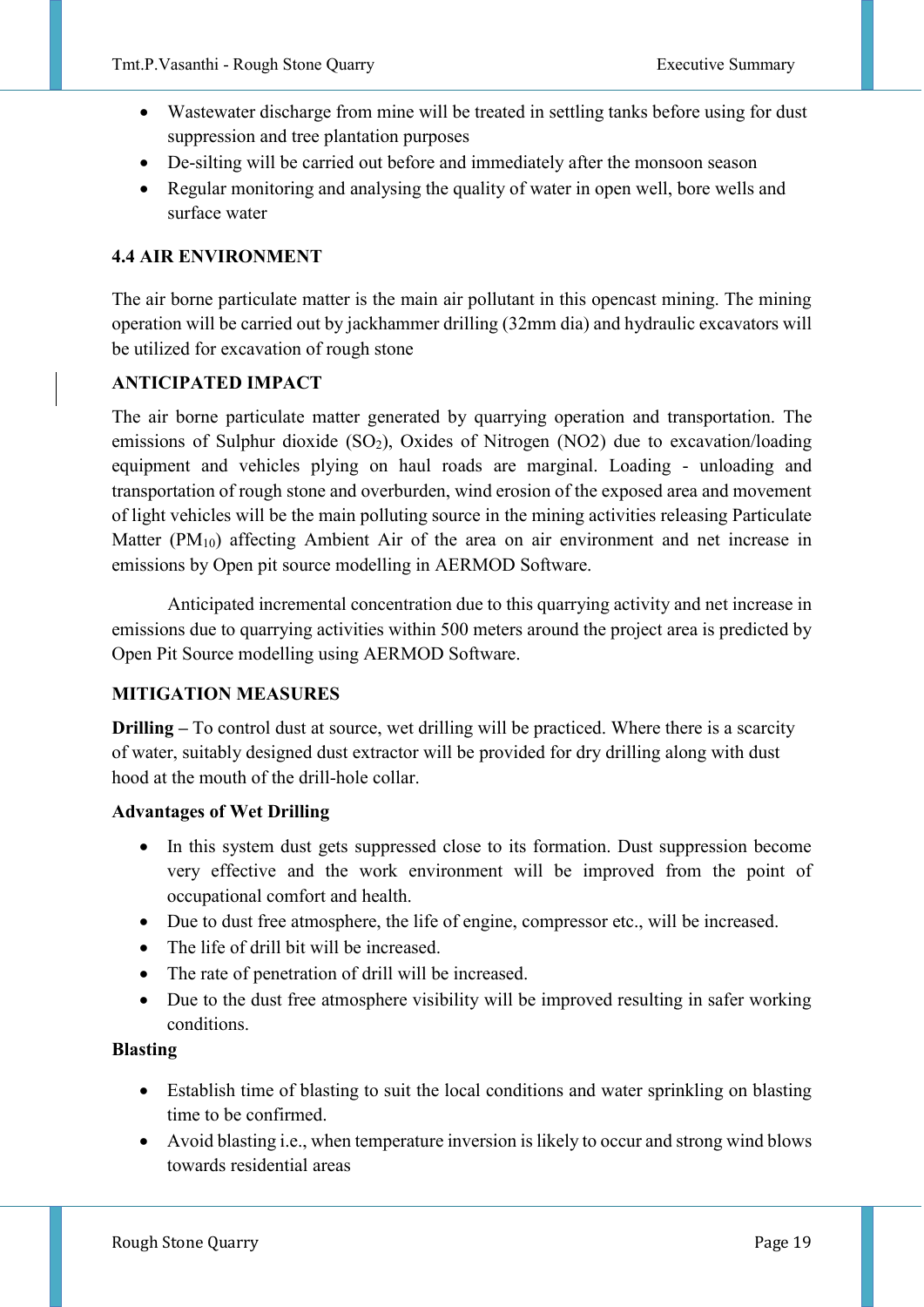- Wastewater discharge from mine will be treated in settling tanks before using for dust suppression and tree plantation purposes
- De-silting will be carried out before and immediately after the monsoon season
- Regular monitoring and analysing the quality of water in open well, bore wells and surface water

## 4.4 AIR ENVIRONMENT

The air borne particulate matter is the main air pollutant in this opencast mining. The mining operation will be carried out by jackhammer drilling (32mm dia) and hydraulic excavators will be utilized for excavation of rough stone

### ANTICIPATED IMPACT

The air borne particulate matter generated by quarrying operation and transportation. The emissions of Sulphur dioxide ($SO_2$), Oxides of Nitrogen (NO2) due to excavation/loading equipment and vehicles plying on haul roads are marginal. Loading - unloading and transportation of rough stone and overburden, wind erosion of the exposed area and movement of light vehicles will be the main polluting source in the mining activities releasing Particulate Matter ($PM_{10}$) affecting Ambient Air of the area on air environment and net increase in emissions by Open pit source modelling in AERMOD Software.

Anticipated incremental concentration due to this quarrying activity and net increase in emissions due to quarrying activities within 500 meters around the project area is predicted by Open Pit Source modelling using AERMOD Software.

### MITIGATION MEASURES

**Drilling –** To control dust at source, wet drilling will be practiced. Where there is a scarcity of water, suitably designed dust extractor will be provided for dry drilling along with dust hood at the mouth of the drill-hole collar.

**Advantages of Wet Drilling**

- In this system dust gets suppressed close to its formation. Dust suppression become very effective and the work environment will be improved from the point of occupational comfort and health.
- Due to dust free atmosphere, the life of engine, compressor etc., will be increased.
- The life of drill bit will be increased.
- The rate of penetration of drill will be increased.
- Due to the dust free atmosphere visibility will be improved resulting in safer working conditions.

**Blasting**

- Establish time of blasting to suit the local conditions and water sprinkling on blasting time to be confirmed.
- Avoid blasting i.e., when temperature inversion is likely to occur and strong wind blows towards residential areas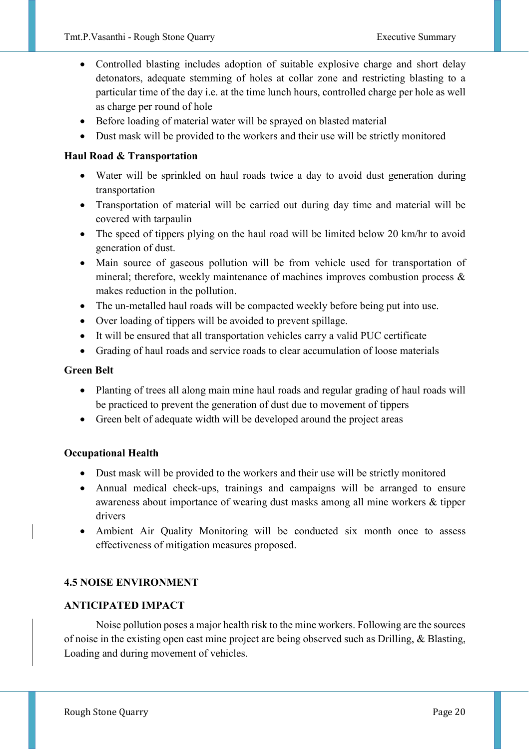- Controlled blasting includes adoption of suitable explosive charge and short delay detonators, adequate stemming of holes at collar zone and restricting blasting to a particular time of the day i.e. at the time lunch hours, controlled charge per hole as well as charge per round of hole
- Before loading of material water will be sprayed on blasted material
- Dust mask will be provided to the workers and their use will be strictly monitored

**Haul Road & Transportation**

- Water will be sprinkled on haul roads twice a day to avoid dust generation during transportation
- Transportation of material will be carried out during day time and material will be covered with tarpaulin
- The speed of tippers plying on the haul road will be limited below 20 km/hr to avoid generation of dust.
- Main source of gaseous pollution will be from vehicle used for transportation of mineral; therefore, weekly maintenance of machines improves combustion process & makes reduction in the pollution.
- The un-metalled haul roads will be compacted weekly before being put into use.
- Over loading of tippers will be avoided to prevent spillage.
- It will be ensured that all transportation vehicles carry a valid PUC certificate
- Grading of haul roads and service roads to clear accumulation of loose materials

**Green Belt**

- Planting of trees all along main mine haul roads and regular grading of haul roads will be practiced to prevent the generation of dust due to movement of tippers
- Green belt of adequate width will be developed around the project areas

**Occupational Health**

- Dust mask will be provided to the workers and their use will be strictly monitored
- Annual medical check-ups, trainings and campaigns will be arranged to ensure awareness about importance of wearing dust masks among all mine workers & tipper drivers
- Ambient Air Quality Monitoring will be conducted six month once to assess effectiveness of mitigation measures proposed.

## 4.5 NOISE ENVIRONMENT

### ANTICIPATED IMPACT

Noise pollution poses a major health risk to the mine workers. Following are the sources of noise in the existing open cast mine project are being observed such as Drilling, & Blasting, Loading and during movement of vehicles.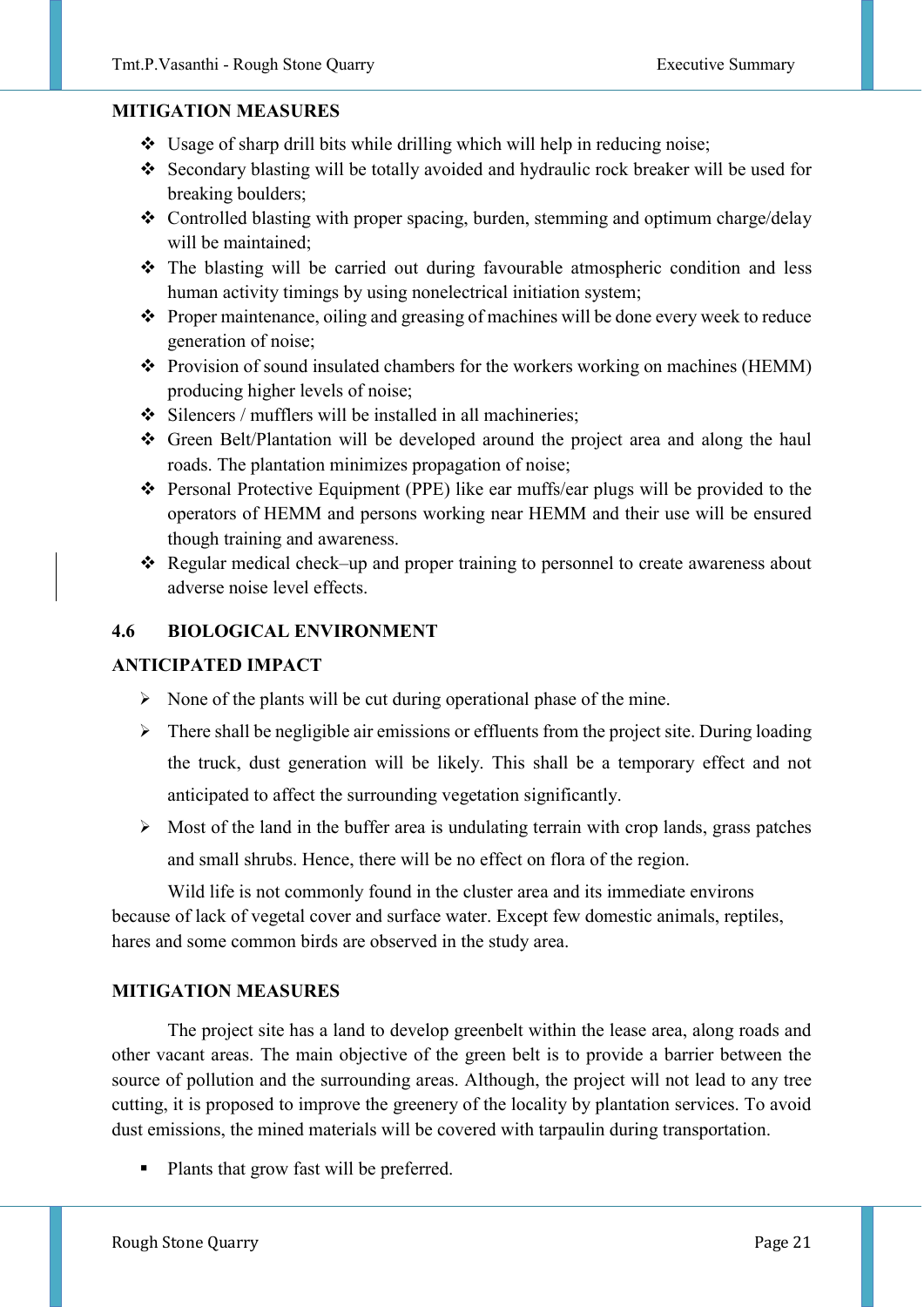**MITIGATION MEASURES**

- Usage of sharp drill bits while drilling which will help in reducing noise;
- Secondary blasting will be totally avoided and hydraulic rock breaker will be used for breaking boulders;
- Controlled blasting with proper spacing, burden, stemming and optimum charge/delay will be maintained;
- The blasting will be carried out during favourable atmospheric condition and less human activity timings by using nonelectrical initiation system;
- Proper maintenance, oiling and greasing of machines will be done every week to reduce generation of noise;
- Provision of sound insulated chambers for the workers working on machines (HEMM) producing higher levels of noise;
- Silencers / mufflers will be installed in all machineries;
- Green Belt/Plantation will be developed around the project area and along the haul roads. The plantation minimizes propagation of noise;
- Personal Protective Equipment (PPE) like ear muffs/ear plugs will be provided to the operators of HEMM and persons working near HEMM and their use will be ensured though training and awareness.
- Regular medical check–up and proper training to personnel to create awareness about adverse noise level effects.

## 4.6 BIOLOGICAL ENVIRONMENT

**ANTICIPATED IMPACT**

- None of the plants will be cut during operational phase of the mine.
- There shall be negligible air emissions or effluents from the project site. During loading the truck, dust generation will be likely. This shall be a temporary effect and not anticipated to affect the surrounding vegetation significantly.
- Most of the land in the buffer area is undulating terrain with crop lands, grass patches and small shrubs. Hence, there will be no effect on flora of the region.

Wild life is not commonly found in the cluster area and its immediate environs because of lack of vegetal cover and surface water. Except few domestic animals, reptiles, hares and some common birds are observed in the study area.

**MITIGATION MEASURES**

The project site has a land to develop greenbelt within the lease area, along roads and other vacant areas. The main objective of the green belt is to provide a barrier between the source of pollution and the surrounding areas. Although, the project will not lead to any tree cutting, it is proposed to improve the greenery of the locality by plantation services. To avoid dust emissions, the mined materials will be covered with tarpaulin during transportation.

- Plants that grow fast will be preferred.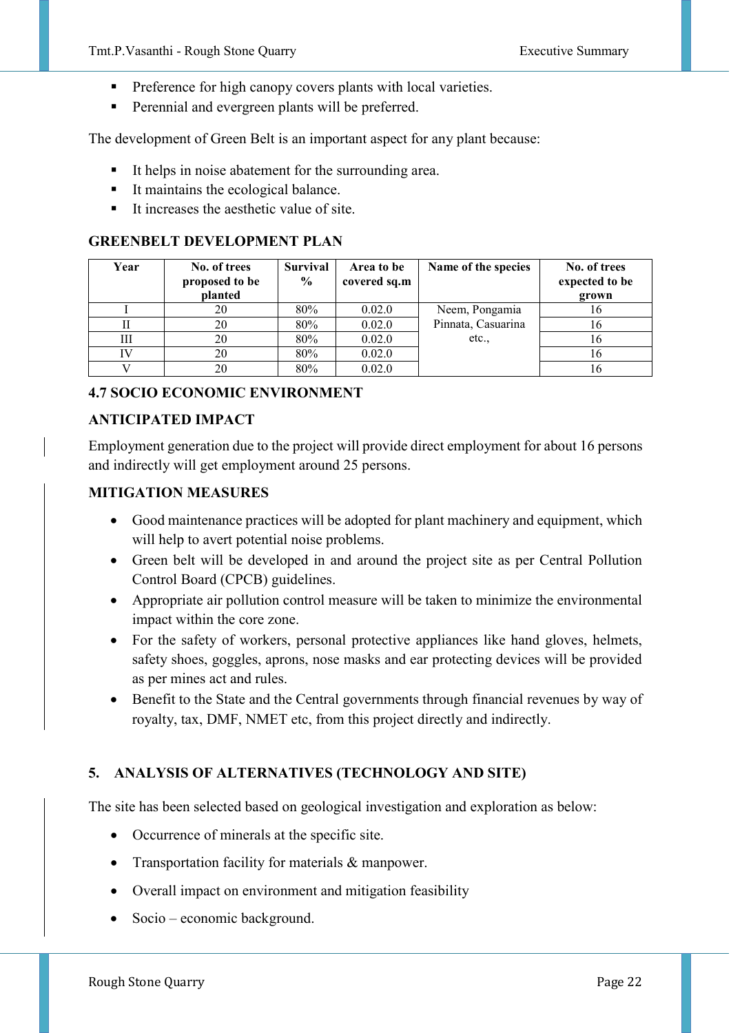- Preference for high canopy covers plants with local varieties.
- Perennial and evergreen plants will be preferred.

The development of Green Belt is an important aspect for any plant because:

- It helps in noise abatement for the surrounding area.
- It maintains the ecological balance.
- It increases the aesthetic value of site.

**GREENBELT DEVELOPMENT PLAN**

| Year | No. of trees proposed to be planted | Survival % | Area to be covered sq.m | Name of the species | No. of trees expected to be grown |
|---|---|---|---|---|---|
| I | 20 | 80% | 0.02.0 | Neem, Pongamia Pinnata, Casuarina etc., | 16 |
| II | 20 | 80% | 0.02.0 | | 16 |
| III | 20 | 80% | 0.02.0 | | 16 |
| IV | 20 | 80% | 0.02.0 | | 16 |
| V | 20 | 80% | 0.02.0 | | 16 |

## 4.7 SOCIO ECONOMIC ENVIRONMENT

### ANTICIPATED IMPACT

Employment generation due to the project will provide direct employment for about 16 persons and indirectly will get employment around 25 persons.

### MITIGATION MEASURES

- Good maintenance practices will be adopted for plant machinery and equipment, which will help to avert potential noise problems.
- Green belt will be developed in and around the project site as per Central Pollution Control Board (CPCB) guidelines.
- Appropriate air pollution control measure will be taken to minimize the environmental impact within the core zone.
- For the safety of workers, personal protective appliances like hand gloves, helmets, safety shoes, goggles, aprons, nose masks and ear protecting devices will be provided as per mines act and rules.
- Benefit to the State and the Central governments through financial revenues by way of royalty, tax, DMF, NMET etc, from this project directly and indirectly.

## 5. ANALYSIS OF ALTERNATIVES (TECHNOLOGY AND SITE)

The site has been selected based on geological investigation and exploration as below:

- Occurrence of minerals at the specific site.
- Transportation facility for materials & manpower.
- Overall impact on environment and mitigation feasibility
- Socio – economic background.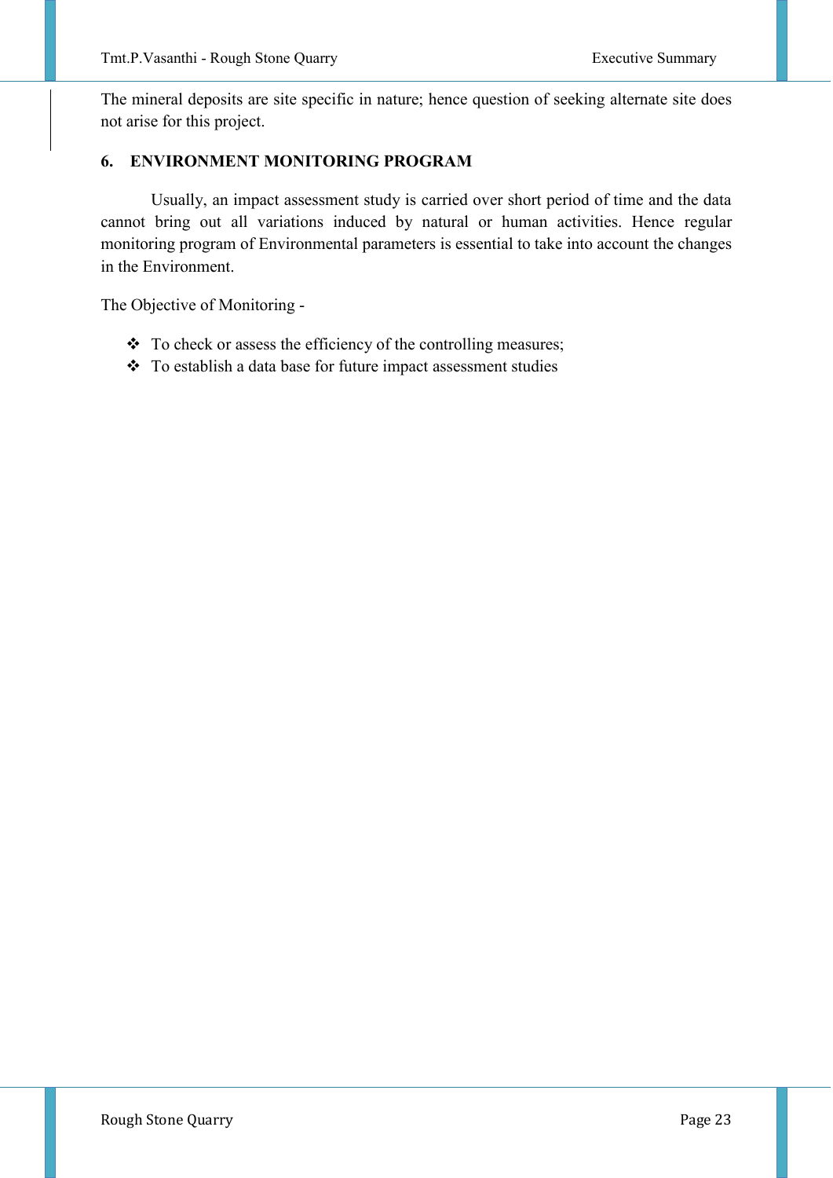The mineral deposits are site specific in nature; hence question of seeking alternate site does not arise for this project.

## 6. ENVIRONMENT MONITORING PROGRAM

Usually, an impact assessment study is carried over short period of time and the data cannot bring out all variations induced by natural or human activities. Hence regular monitoring program of Environmental parameters is essential to take into account the changes in the Environment.

The Objective of Monitoring -

- To check or assess the efficiency of the controlling measures;
- To establish a data base for future impact assessment studies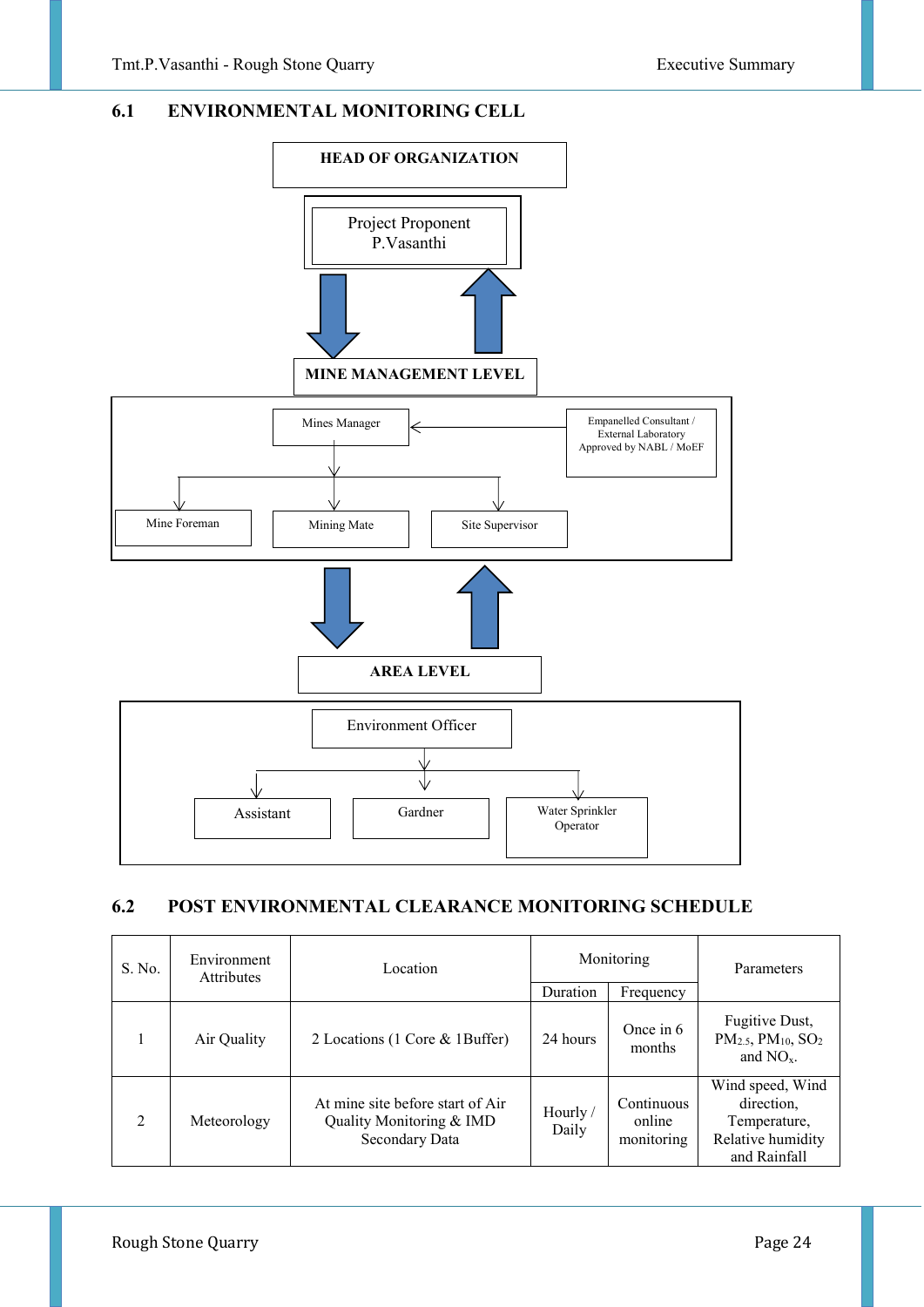## 6.1 ENVIRONMENTAL MONITORING CELL

**HEAD OF ORGANIZATION**

Project Proponent
P.Vasanthi

**MINE MANAGEMENT LEVEL**

Mines Manager

Empanelled Consultant / External Laboratory Approved by NABL / MoEF

Mine Foreman

Mining Mate

Site Supervisor

**AREA LEVEL**

Environment Officer

Assistant

Gardner

Water Sprinkler Operator

## 6.2 POST ENVIRONMENTAL CLEARANCE MONITORING SCHEDULE

| S. No. | Environment Attributes | Location | Monitoring | | Parameters |
|---|---|---|---|---|---|
| | | | Duration | Frequency | |
| 1 | Air Quality | 2 Locations (1 Core & 1Buffer) | 24 hours | Once in 6 months | Fugitive Dust, $PM_{2.5}$, $PM_{10}$, $SO_2$ and $NO_x$. |
| 2 | Meteorology | At mine site before start of Air Quality Monitoring & IMD Secondary Data | Hourly / Daily | Continuous online monitoring | Wind speed, Wind direction, Temperature, Relative humidity and Rainfall |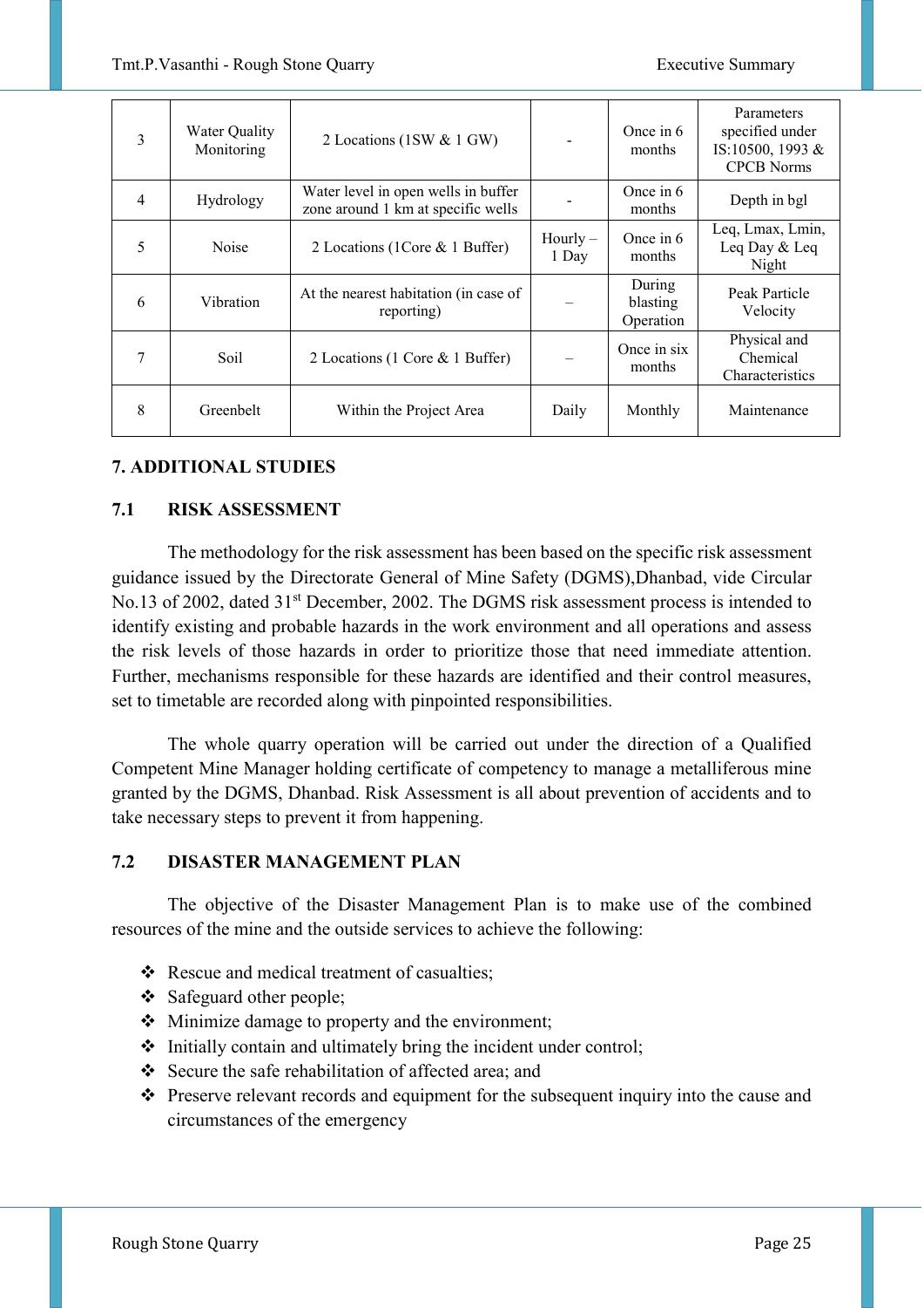| 3 | Water Quality Monitoring | 2 Locations (1SW & 1 GW) | - | Once in 6 months | Parameters specified under IS:10500, 1993 & CPCB Norms |
|---|---|---|---|---|---|
| 4 | Hydrology | Water level in open wells in buffer zone around 1 km at specific wells | - | Once in 6 months | Depth in bgl |
| 5 | Noise | 2 Locations (1Core & 1 Buffer) | Hourly – 1 Day | Once in 6 months | Leq, Lmax, Lmin, Leq Day & Leq Night |
| 6 | Vibration | At the nearest habitation (in case of reporting) | – | During blasting Operation | Peak Particle Velocity |
| 7 | Soil | 2 Locations (1 Core & 1 Buffer) | – | Once in six months | Physical and Chemical Characteristics |
| 8 | Greenbelt | Within the Project Area | Daily | Monthly | Maintenance |

## 7. ADDITIONAL STUDIES

### 7.1 RISK ASSESSMENT

The methodology for the risk assessment has been based on the specific risk assessment guidance issued by the Directorate General of Mine Safety (DGMS),Dhanbad, vide Circular No.13 of 2002, dated 31st December, 2002. The DGMS risk assessment process is intended to identify existing and probable hazards in the work environment and all operations and assess the risk levels of those hazards in order to prioritize those that need immediate attention. Further, mechanisms responsible for these hazards are identified and their control measures, set to timetable are recorded along with pinpointed responsibilities.

The whole quarry operation will be carried out under the direction of a Qualified Competent Mine Manager holding certificate of competency to manage a metalliferous mine granted by the DGMS, Dhanbad. Risk Assessment is all about prevention of accidents and to take necessary steps to prevent it from happening.

### 7.2 DISASTER MANAGEMENT PLAN

The objective of the Disaster Management Plan is to make use of the combined resources of the mine and the outside services to achieve the following:

- Rescue and medical treatment of casualties;
- Safeguard other people;
- Minimize damage to property and the environment;
- Initially contain and ultimately bring the incident under control;
- Secure the safe rehabilitation of affected area; and
- Preserve relevant records and equipment for the subsequent inquiry into the cause and circumstances of the emergency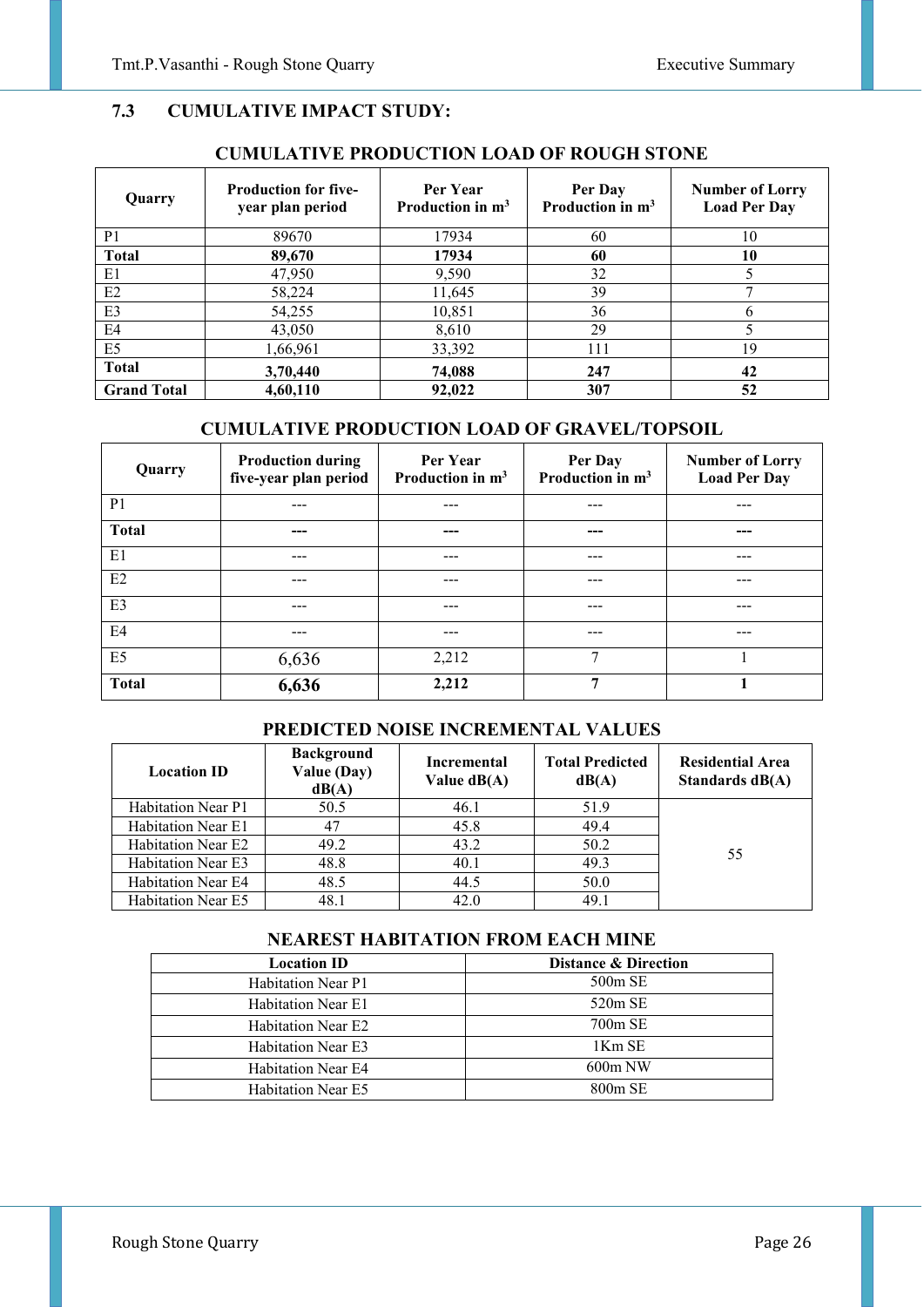## 7.3 CUMULATIVE IMPACT STUDY:

### CUMULATIVE PRODUCTION LOAD OF ROUGH STONE

| Quarry | Production for five-year plan period | Per Year Production in $m^3$ | Per Day Production in $m^3$ | Number of Lorry Load Per Day |
|---|---|---|---|---|
| P1 | 89670 | 17934 | 60 | 10 |
| **Total** | **89,670** | **17934** | **60** | **10** |
| E1 | 47,950 | 9,590 | 32 | 5 |
| E2 | 58,224 | 11,645 | 39 | 7 |
| E3 | 54,255 | 10,851 | 36 | 6 |
| E4 | 43,050 | 8,610 | 29 | 5 |
| E5 | 1,66,961 | 33,392 | 111 | 19 |
| **Total** | **3,70,440** | **74,088** | **247** | **42** |
| **Grand Total** | **4,60,110** | **92,022** | **307** | **52** |

### CUMULATIVE PRODUCTION LOAD OF GRAVEL/TOPSOIL

| Quarry | Production during five-year plan period | Per Year Production in $m^3$ | Per Day Production in $m^3$ | Number of Lorry Load Per Day |
|---|---|---|---|---|
| P1 | --- | --- | --- | --- |
| **Total** | **---** | **---** | **---** | **---** |
| E1 | --- | --- | --- | --- |
| E2 | --- | --- | --- | --- |
| E3 | --- | --- | --- | --- |
| E4 | --- | --- | --- | --- |
| E5 | 6,636 | 2,212 | 7 | 1 |
| **Total** | **6,636** | **2,212** | **7** | **1** |

### PREDICTED NOISE INCREMENTAL VALUES

| Location ID | Background Value (Day) dB(A) | Incremental Value dB(A) | Total Predicted dB(A) | Residential Area Standards dB(A) |
|---|---|---|---|---|
| Habitation Near P1 | 50.5 | 46.1 | 51.9 | 55 |
| Habitation Near E1 | 47 | 45.8 | 49.4 | |
| Habitation Near E2 | 49.2 | 43.2 | 50.2 | |
| Habitation Near E3 | 48.8 | 40.1 | 49.3 | |
| Habitation Near E4 | 48.5 | 44.5 | 50.0 | |
| Habitation Near E5 | 48.1 | 42.0 | 49.1 | |

### NEAREST HABITATION FROM EACH MINE

| Location ID | Distance & Direction |
|---|---|
| Habitation Near P1 | 500m SE |
| Habitation Near E1 | 520m SE |
| Habitation Near E2 | 700m SE |
| Habitation Near E3 | 1Km SE |
| Habitation Near E4 | 600m NW |
| Habitation Near E5 | 800m SE |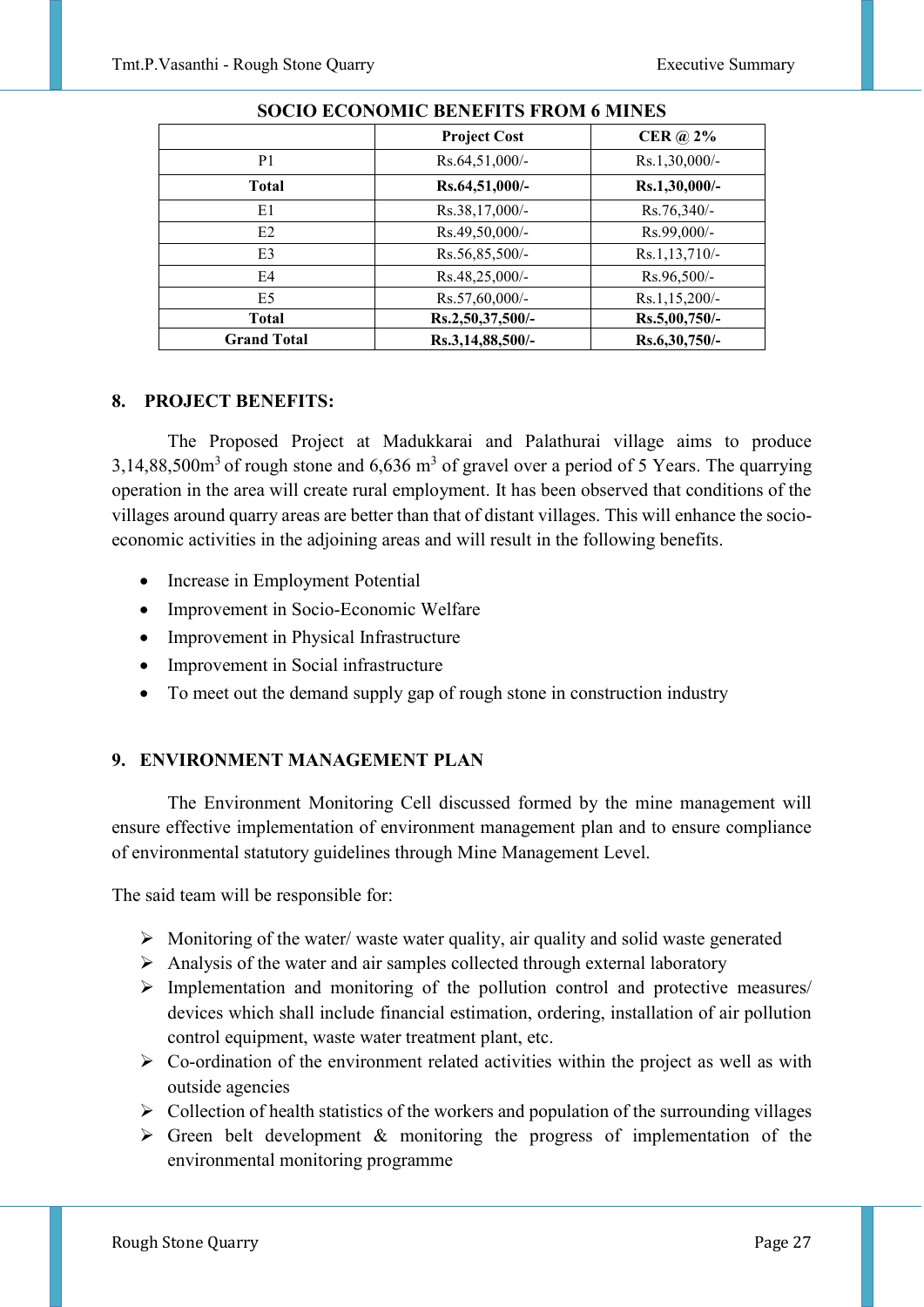**SOCIO ECONOMIC BENEFITS FROM 6 MINES**

| | Project Cost | CER @ 2% |
|---|---|---|
| P1 | Rs.64,51,000/- | Rs.1,30,000/- |
| **Total** | **Rs.64,51,000/-** | **Rs.1,30,000/-** |
| E1 | Rs.38,17,000/- | Rs.76,340/- |
| E2 | Rs.49,50,000/- | Rs.99,000/- |
| E3 | Rs.56,85,500/- | Rs.1,13,710/- |
| E4 | Rs.48,25,000/- | Rs.96,500/- |
| E5 | Rs.57,60,000/- | Rs.1,15,200/- |
| **Total** | **Rs.2,50,37,500/-** | **Rs.5,00,750/-** |
| **Grand Total** | **Rs.3,14,88,500/-** | **Rs.6,30,750/-** |

## 8. PROJECT BENEFITS:

The Proposed Project at Madukkarai and Palathurai village aims to produce 3,14,88,500m$^3$ of rough stone and 6,636 m$^3$ of gravel over a period of 5 Years. The quarrying operation in the area will create rural employment. It has been observed that conditions of the villages around quarry areas are better than that of distant villages. This will enhance the socio-economic activities in the adjoining areas and will result in the following benefits.

- Increase in Employment Potential
- Improvement in Socio-Economic Welfare
- Improvement in Physical Infrastructure
- Improvement in Social infrastructure
- To meet out the demand supply gap of rough stone in construction industry

## 9. ENVIRONMENT MANAGEMENT PLAN

The Environment Monitoring Cell discussed formed by the mine management will ensure effective implementation of environment management plan and to ensure compliance of environmental statutory guidelines through Mine Management Level.

The said team will be responsible for:

- Monitoring of the water/ waste water quality, air quality and solid waste generated
- Analysis of the water and air samples collected through external laboratory
- Implementation and monitoring of the pollution control and protective measures/ devices which shall include financial estimation, ordering, installation of air pollution control equipment, waste water treatment plant, etc.
- Co-ordination of the environment related activities within the project as well as with outside agencies
- Collection of health statistics of the workers and population of the surrounding villages
- Green belt development & monitoring the progress of implementation of the environmental monitoring programme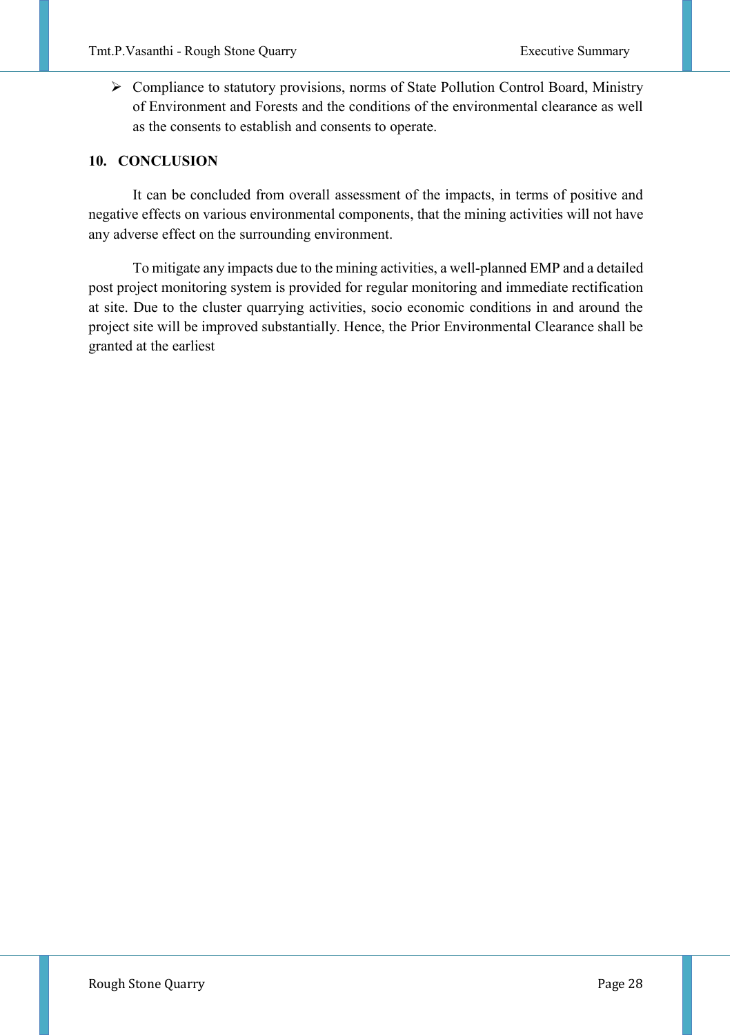- Compliance to statutory provisions, norms of State Pollution Control Board, Ministry of Environment and Forests and the conditions of the environmental clearance as well as the consents to establish and consents to operate.

## 10. CONCLUSION

It can be concluded from overall assessment of the impacts, in terms of positive and negative effects on various environmental components, that the mining activities will not have any adverse effect on the surrounding environment.

To mitigate any impacts due to the mining activities, a well-planned EMP and a detailed post project monitoring system is provided for regular monitoring and immediate rectification at site. Due to the cluster quarrying activities, socio economic conditions in and around the project site will be improved substantially. Hence, the Prior Environmental Clearance shall be granted at the earliest